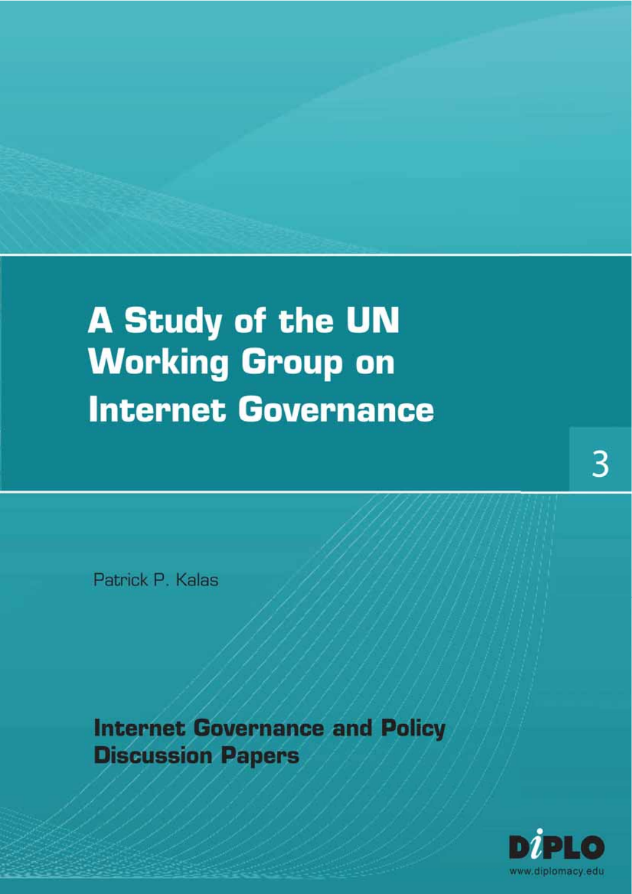# A Study of the UN Working Group on Internet Governance

3

Patrick P. Kalas

**Internet Governance and Policy Discussion Papers**

DiPLO

www.diplomacy.edu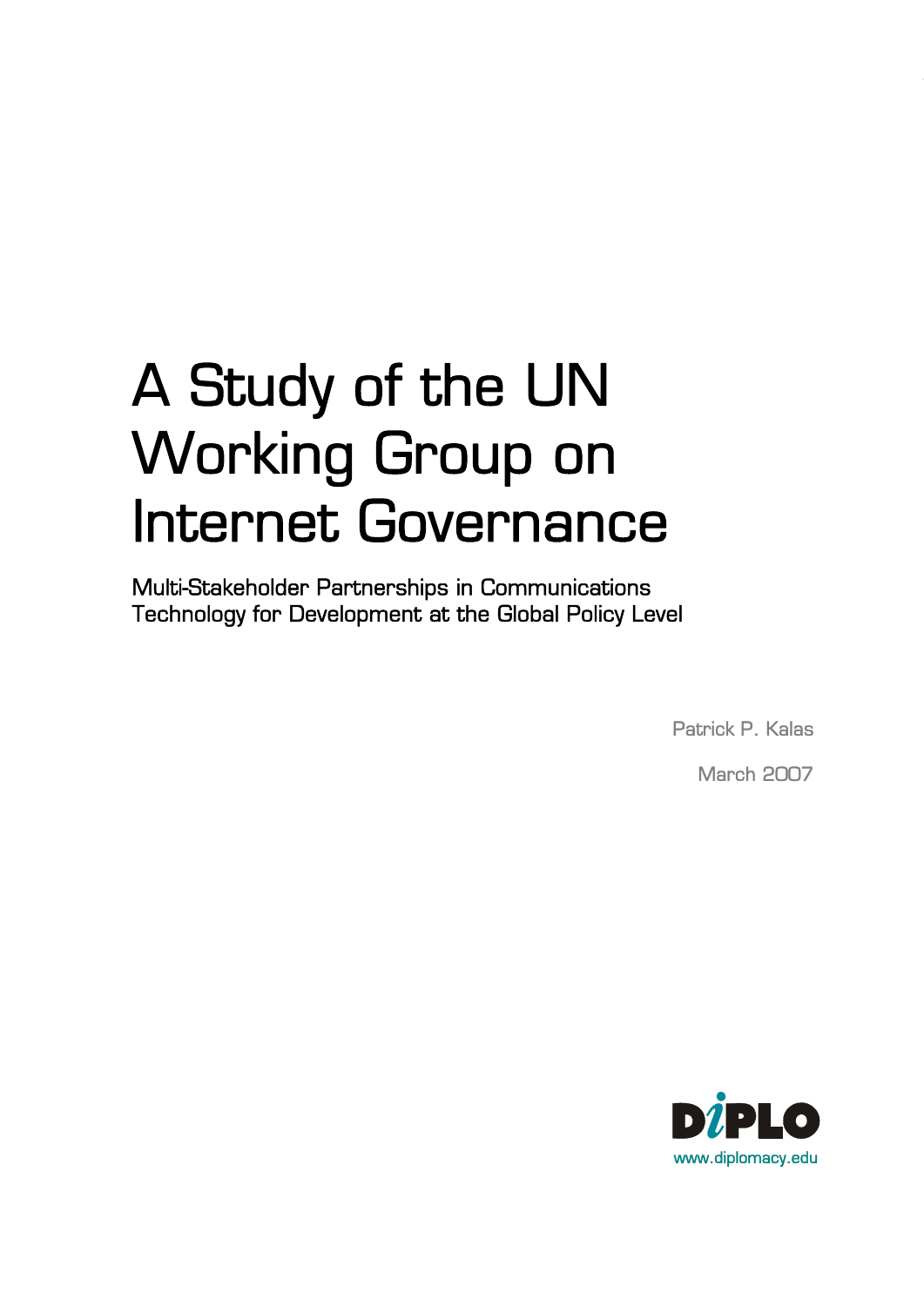# A Study of the UN Working Group on Internet Governance

Multi-Stakeholder Partnerships in Communications Technology for Development at the Global Policy Level

Patrick P. Kalas

March 2007

DiPLO

www.diplomacy.edu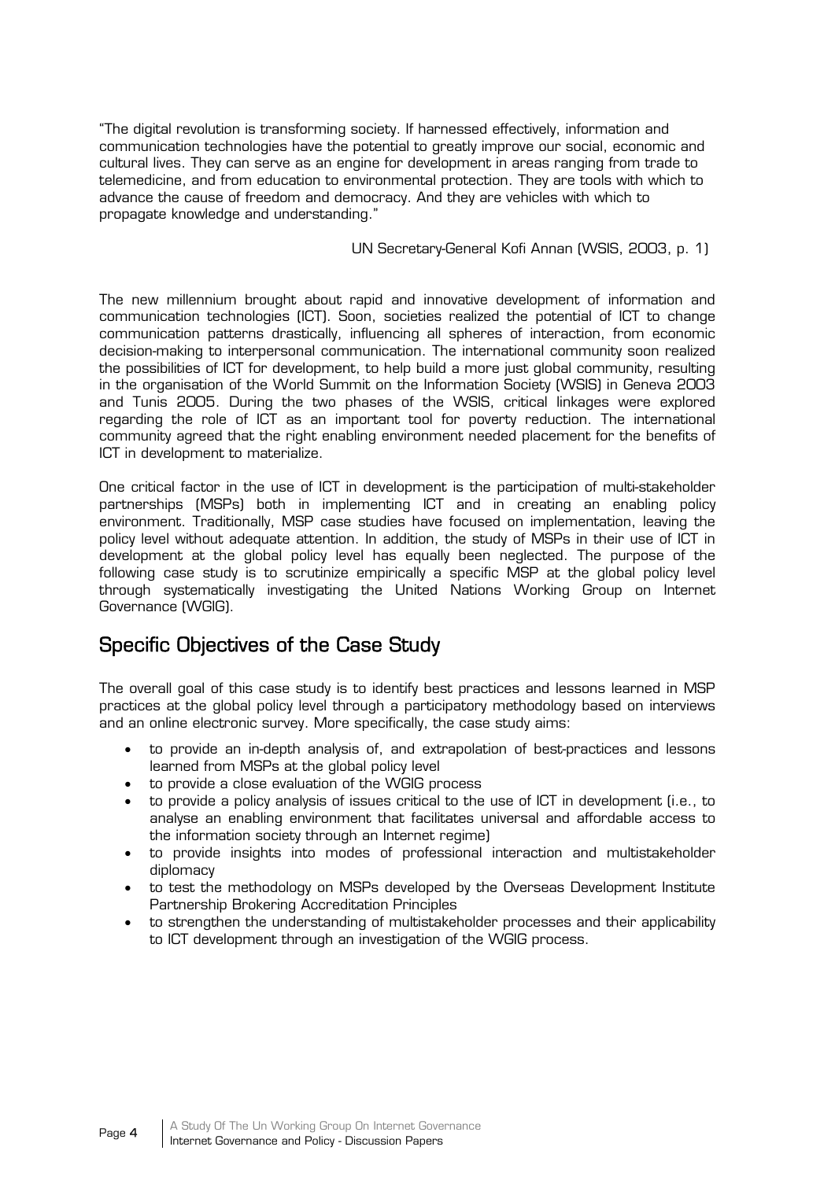"The digital revolution is transforming society. If harnessed effectively, information and communication technologies have the potential to greatly improve our social, economic and cultural lives. They can serve as an engine for development in areas ranging from trade to telemedicine, and from education to environmental protection. They are tools with which to advance the cause of freedom and democracy. And they are vehicles with which to propagate knowledge and understanding."

UN Secretary-General Kofi Annan (WSIS, 2003, p. 1)

The new millennium brought about rapid and innovative development of information and communication technologies (ICT). Soon, societies realized the potential of ICT to change communication patterns drastically, influencing all spheres of interaction, from economic decision-making to interpersonal communication. The international community soon realized the possibilities of ICT for development, to help build a more just global community, resulting in the organisation of the World Summit on the Information Society (WSIS) in Geneva 2003 and Tunis 2005. During the two phases of the WSIS, critical linkages were explored regarding the role of ICT as an important tool for poverty reduction. The international community agreed that the right enabling environment needed placement for the benefits of ICT in development to materialize.

One critical factor in the use of ICT in development is the participation of multi-stakeholder partnerships (MSPs) both in implementing ICT and in creating an enabling policy environment. Traditionally, MSP case studies have focused on implementation, leaving the policy level without adequate attention. In addition, the study of MSPs in their use of ICT in development at the global policy level has equally been neglected. The purpose of the following case study is to scrutinize empirically a specific MSP at the global policy level through systematically investigating the United Nations Working Group on Internet Governance (WGIG).

## Specific Objectives of the Case Study

The overall goal of this case study is to identify best practices and lessons learned in MSP practices at the global policy level through a participatory methodology based on interviews and an online electronic survey. More specifically, the case study aims:

- to provide an in-depth analysis of, and extrapolation of best-practices and lessons learned from MSPs at the global policy level
- to provide a close evaluation of the WGIG process
- to provide a policy analysis of issues critical to the use of ICT in development (i.e., to analyse an enabling environment that facilitates universal and affordable access to the information society through an Internet regime)
- to provide insights into modes of professional interaction and multistakeholder diplomacy
- to test the methodology on MSPs developed by the Overseas Development Institute Partnership Brokering Accreditation Principles
- to strengthen the understanding of multistakeholder processes and their applicability to ICT development through an investigation of the WGIG process.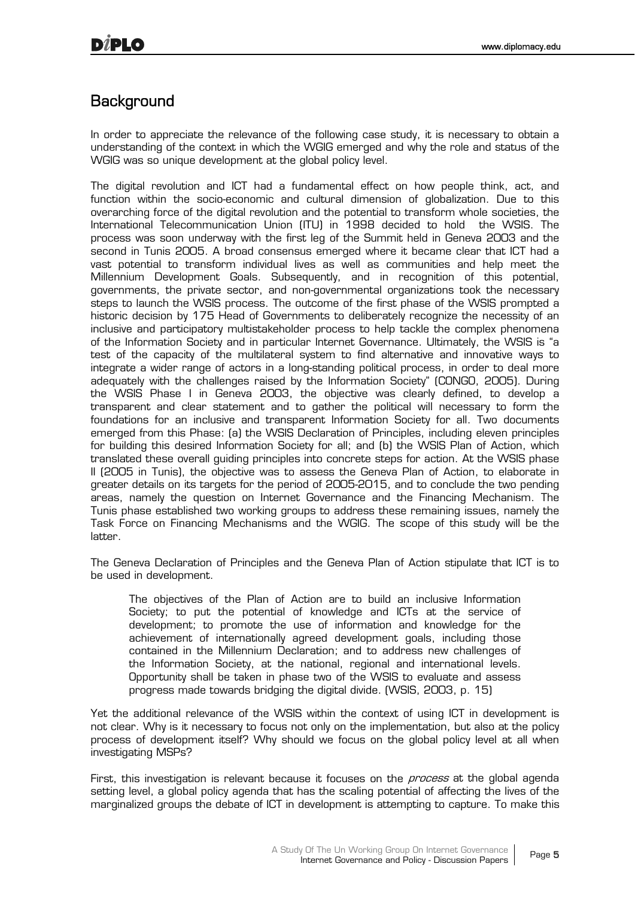## Background

In order to appreciate the relevance of the following case study, it is necessary to obtain a understanding of the context in which the WGIG emerged and why the role and status of the WGIG was so unique development at the global policy level.

The digital revolution and ICT had a fundamental effect on how people think, act, and function within the socio-economic and cultural dimension of globalization. Due to this overarching force of the digital revolution and the potential to transform whole societies, the International Telecommunication Union (ITU) in 1998 decided to hold the WSIS. The process was soon underway with the first leg of the Summit held in Geneva 2003 and the second in Tunis 2005. A broad consensus emerged where it became clear that ICT had a vast potential to transform individual lives as well as communities and help meet the Millennium Development Goals. Subsequently, and in recognition of this potential, governments, the private sector, and non-governmental organizations took the necessary steps to launch the WSIS process. The outcome of the first phase of the WSIS prompted a historic decision by 175 Head of Governments to deliberately recognize the necessity of an inclusive and participatory multistakeholder process to help tackle the complex phenomena of the Information Society and in particular Internet Governance. Ultimately, the WSIS is "a test of the capacity of the multilateral system to find alternative and innovative ways to integrate a wider range of actors in a long-standing political process, in order to deal more adequately with the challenges raised by the Information Society" (CONGO, 2005). During the WSIS Phase I in Geneva 2003, the objective was clearly defined, to develop a transparent and clear statement and to gather the political will necessary to form the foundations for an inclusive and transparent Information Society for all. Two documents emerged from this Phase: (a) the WSIS Declaration of Principles, including eleven principles for building this desired Information Society for all; and (b) the WSIS Plan of Action, which translated these overall guiding principles into concrete steps for action. At the WSIS phase II (2005 in Tunis), the objective was to assess the Geneva Plan of Action, to elaborate in greater details on its targets for the period of 2005-2015, and to conclude the two pending areas, namely the question on Internet Governance and the Financing Mechanism. The Tunis phase established two working groups to address these remaining issues, namely the Task Force on Financing Mechanisms and the WGIG. The scope of this study will be the latter.

The Geneva Declaration of Principles and the Geneva Plan of Action stipulate that ICT is to be used in development.

> The objectives of the Plan of Action are to build an inclusive Information Society; to put the potential of knowledge and ICTs at the service of development; to promote the use of information and knowledge for the achievement of internationally agreed development goals, including those contained in the Millennium Declaration; and to address new challenges of the Information Society, at the national, regional and international levels. Opportunity shall be taken in phase two of the WSIS to evaluate and assess progress made towards bridging the digital divide. (WSIS, 2003, p. 15)

Yet the additional relevance of the WSIS within the context of using ICT in development is not clear. Why is it necessary to focus not only on the implementation, but also at the policy process of development itself? Why should we focus on the global policy level at all when investigating MSPs?

First, this investigation is relevant because it focuses on the *process* at the global agenda setting level, a global policy agenda that has the scaling potential of affecting the lives of the marginalized groups the debate of ICT in development is attempting to capture. To make this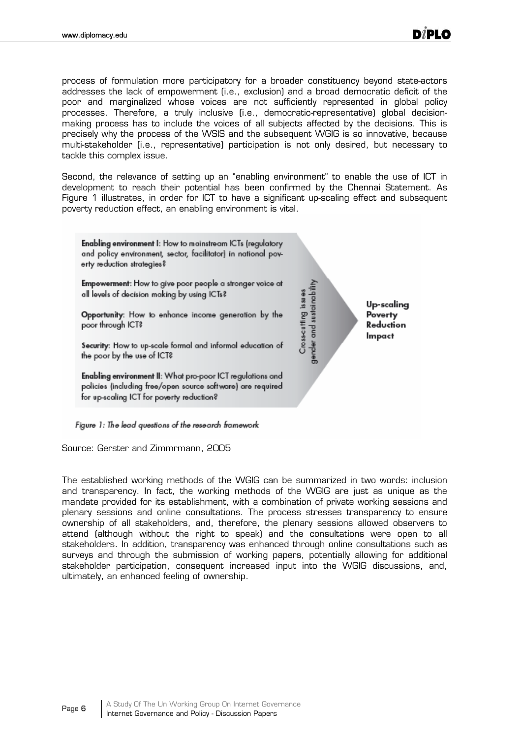process of formulation more participatory for a broader constituency beyond state-actors addresses the lack of empowerment (i.e., exclusion) and a broad democratic deficit of the poor and marginalized whose voices are not sufficiently represented in global policy processes. Therefore, a truly inclusive (i.e., democratic-representative) global decision-making process has to include the voices of all subjects affected by the decisions. This is precisely why the process of the WSIS and the subsequent WGIG is so innovative, because multi-stakeholder (i.e., representative) participation is not only desired, but necessary to tackle this complex issue.

Second, the relevance of setting up an "enabling environment" to enable the use of ICT in development to reach their potential has been confirmed by the Chennai Statement. As Figure 1 illustrates, in order for ICT to have a significant up-scaling effect and subsequent poverty reduction effect, an enabling environment is vital.

**Enabling environment I**: How to mainstream ICTs (regulatory and policy environment, sector, facilitator) in national poverty reduction strategies?

**Empowerment**: How to give poor people a stronger voice at all levels of decision making by using ICTs?

**Opportunity**: How to enhance income generation by the poor through ICT?

**Security**: How to up-scale formal and informal education of the poor by the use of ICT?

**Enabling environment II**: What pro-poor ICT regulations and policies (including free/open source software) are required for up-scaling ICT for poverty reduction?

Cross-cutting issues gender and sustainability

**Up-scaling Poverty Reduction Impact**

*Figure 1: The lead questions of the research framework*

Source: Gerster and Zimmrmann, 2005

The established working methods of the WGIG can be summarized in two words: inclusion and transparency. In fact, the working methods of the WGIG are just as unique as the mandate provided for its establishment, with a combination of private working sessions and plenary sessions and online consultations. The process stresses transparency to ensure ownership of all stakeholders, and, therefore, the plenary sessions allowed observers to attend (although without the right to speak) and the consultations were open to all stakeholders. In addition, transparency was enhanced through online consultations such as surveys and through the submission of working papers, potentially allowing for additional stakeholder participation, consequent increased input into the WGIG discussions, and, ultimately, an enhanced feeling of ownership.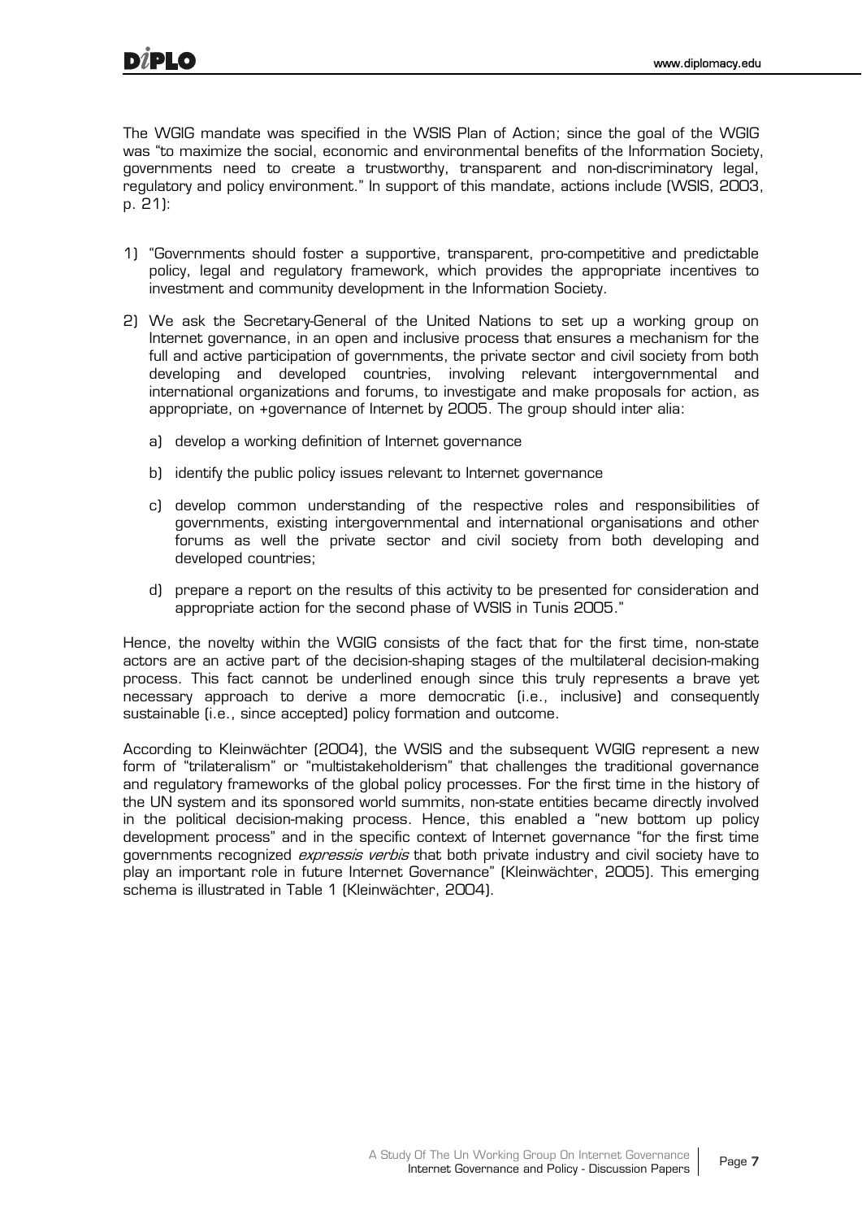The WGIG mandate was specified in the WSIS Plan of Action; since the goal of the WGIG was "to maximize the social, economic and environmental benefits of the Information Society, governments need to create a trustworthy, transparent and non-discriminatory legal, regulatory and policy environment." In support of this mandate, actions include (WSIS, 2003, p. 21):

1) "Governments should foster a supportive, transparent, pro-competitive and predictable policy, legal and regulatory framework, which provides the appropriate incentives to investment and community development in the Information Society.

2) We ask the Secretary-General of the United Nations to set up a working group on Internet governance, in an open and inclusive process that ensures a mechanism for the full and active participation of governments, the private sector and civil society from both developing and developed countries, involving relevant intergovernmental and international organizations and forums, to investigate and make proposals for action, as appropriate, on +governance of Internet by 2005. The group should inter alia:

    a) develop a working definition of Internet governance

    b) identify the public policy issues relevant to Internet governance

    c) develop common understanding of the respective roles and responsibilities of governments, existing intergovernmental and international organisations and other forums as well the private sector and civil society from both developing and developed countries;

    d) prepare a report on the results of this activity to be presented for consideration and appropriate action for the second phase of WSIS in Tunis 2005."

Hence, the novelty within the WGIG consists of the fact that for the first time, non-state actors are an active part of the decision-shaping stages of the multilateral decision-making process. This fact cannot be underlined enough since this truly represents a brave yet necessary approach to derive a more democratic (i.e., inclusive) and consequently sustainable (i.e., since accepted) policy formation and outcome.

According to Kleinwächter (2004), the WSIS and the subsequent WGIG represent a new form of "trilateralism" or "multistakeholderism" that challenges the traditional governance and regulatory frameworks of the global policy processes. For the first time in the history of the UN system and its sponsored world summits, non-state entities became directly involved in the political decision-making process. Hence, this enabled a "new bottom up policy development process" and in the specific context of Internet governance "for the first time governments recognized *expressis verbis* that both private industry and civil society have to play an important role in future Internet Governance" (Kleinwächter, 2005). This emerging schema is illustrated in Table 1 (Kleinwächter, 2004).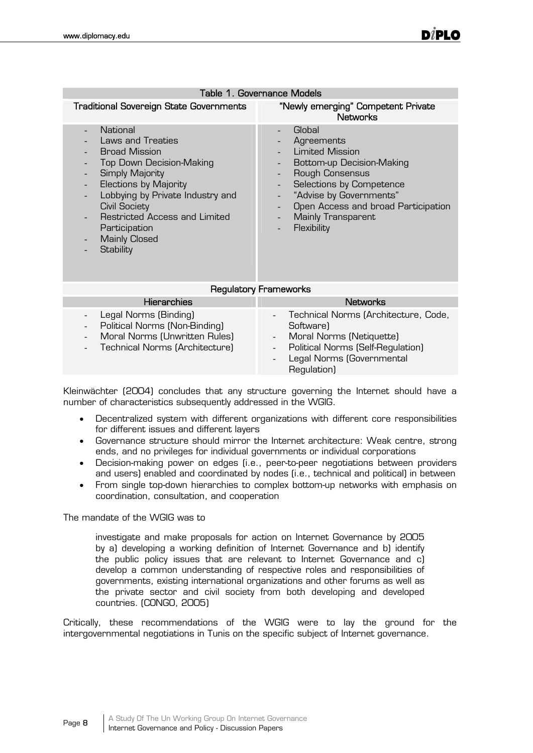| Table 1. Governance Models | |
|---|---|
| **Traditional Sovereign State Governments** | **"Newly emerging" Competent Private Networks** |
| - National<br>- Laws and Treaties<br>- Broad Mission<br>- Top Down Decision-Making<br>- Simply Majority<br>- Elections by Majority<br>- Lobbying by Private Industry and Civil Society<br>- Restricted Access and Limited Participation<br>- Mainly Closed<br>- Stability | - Global<br>- Agreements<br>- Limited Mission<br>- Bottom-up Decision-Making<br>- Rough Consensus<br>- Selections by Competence<br>- "Advise by Governments"<br>- Open Access and broad Participation<br>- Mainly Transparent<br>- Flexibility |
| **Regulatory Frameworks** | |
| **Hierarchies** | **Networks** |
| - Legal Norms (Binding)<br>- Political Norms (Non-Binding)<br>- Moral Norms (Unwritten Rules)<br>- Technical Norms (Architecture) | - Technical Norms (Architecture, Code, Software)<br>- Moral Norms (Netiquette)<br>- Political Norms (Self-Regulation)<br>- Legal Norms (Governmental Regulation) |

Kleinwächter (2004) concludes that any structure governing the Internet should have a number of characteristics subsequently addressed in the WGIG.

- Decentralized system with different organizations with different core responsibilities for different issues and different layers
- Governance structure should mirror the Internet architecture: Weak centre, strong ends, and no privileges for individual governments or individual corporations
- Decision-making power on edges (i.e., peer-to-peer negotiations between providers and users) enabled and coordinated by nodes (i.e., technical and political) in between
- From single top-down hierarchies to complex bottom-up networks with emphasis on coordination, consultation, and cooperation

The mandate of the WGIG was to

> investigate and make proposals for action on Internet Governance by 2005 by a) developing a working definition of Internet Governance and b) identify the public policy issues that are relevant to Internet Governance and c) develop a common understanding of respective roles and responsibilities of governments, existing international organizations and other forums as well as the private sector and civil society from both developing and developed countries. (CONGO, 2005)

Critically, these recommendations of the WGIG were to lay the ground for the intergovernmental negotiations in Tunis on the specific subject of Internet governance.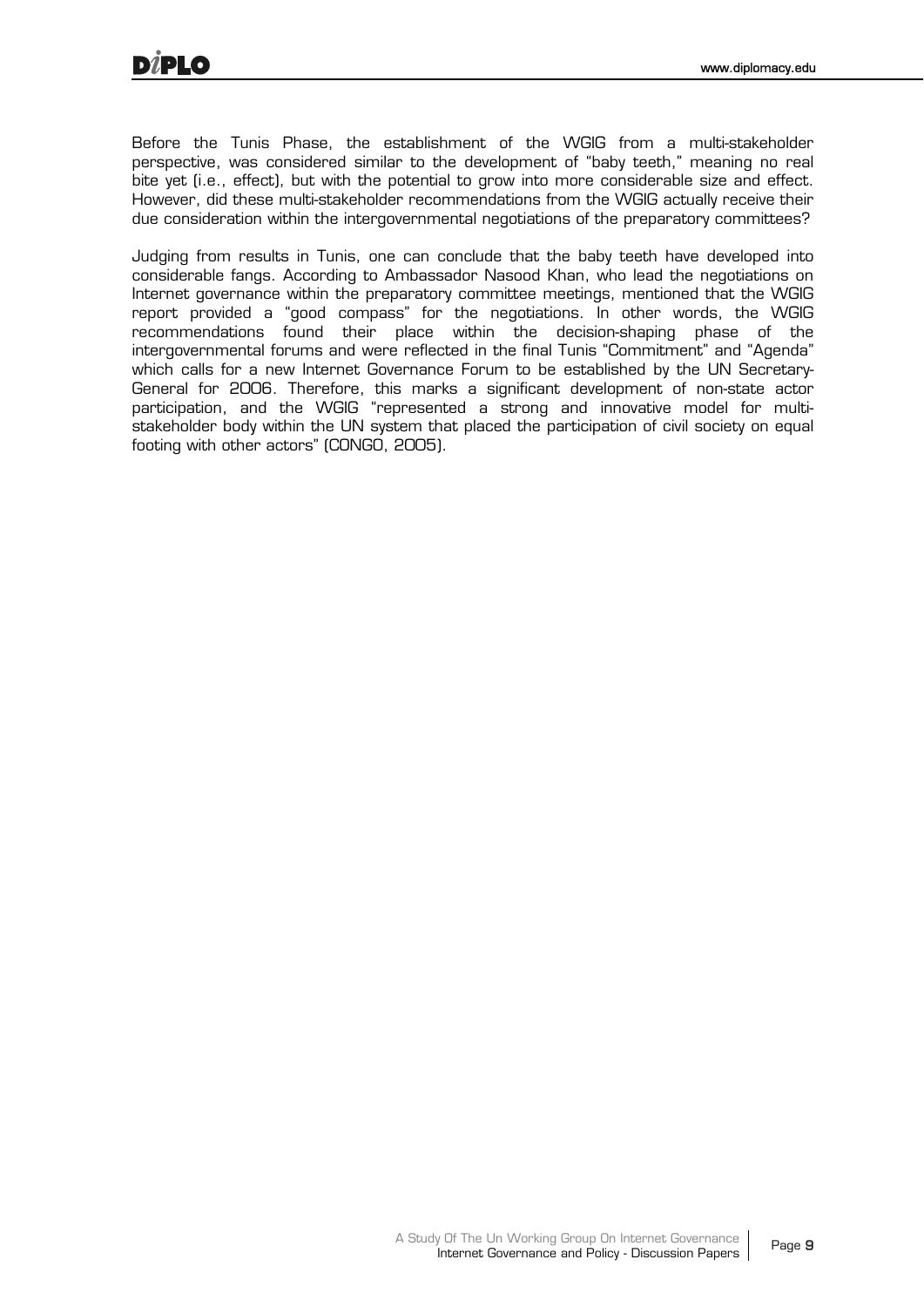Before the Tunis Phase, the establishment of the WGIG from a multi-stakeholder perspective, was considered similar to the development of "baby teeth," meaning no real bite yet (i.e., effect), but with the potential to grow into more considerable size and effect. However, did these multi-stakeholder recommendations from the WGIG actually receive their due consideration within the intergovernmental negotiations of the preparatory committees?

Judging from results in Tunis, one can conclude that the baby teeth have developed into considerable fangs. According to Ambassador Nasood Khan, who lead the negotiations on Internet governance within the preparatory committee meetings, mentioned that the WGIG report provided a "good compass" for the negotiations. In other words, the WGIG recommendations found their place within the decision-shaping phase of the intergovernmental forums and were reflected in the final Tunis "Commitment" and "Agenda" which calls for a new Internet Governance Forum to be established by the UN Secretary-General for 2006. Therefore, this marks a significant development of non-state actor participation, and the WGIG "represented a strong and innovative model for multi-stakeholder body within the UN system that placed the participation of civil society on equal footing with other actors" (CONGO, 2005).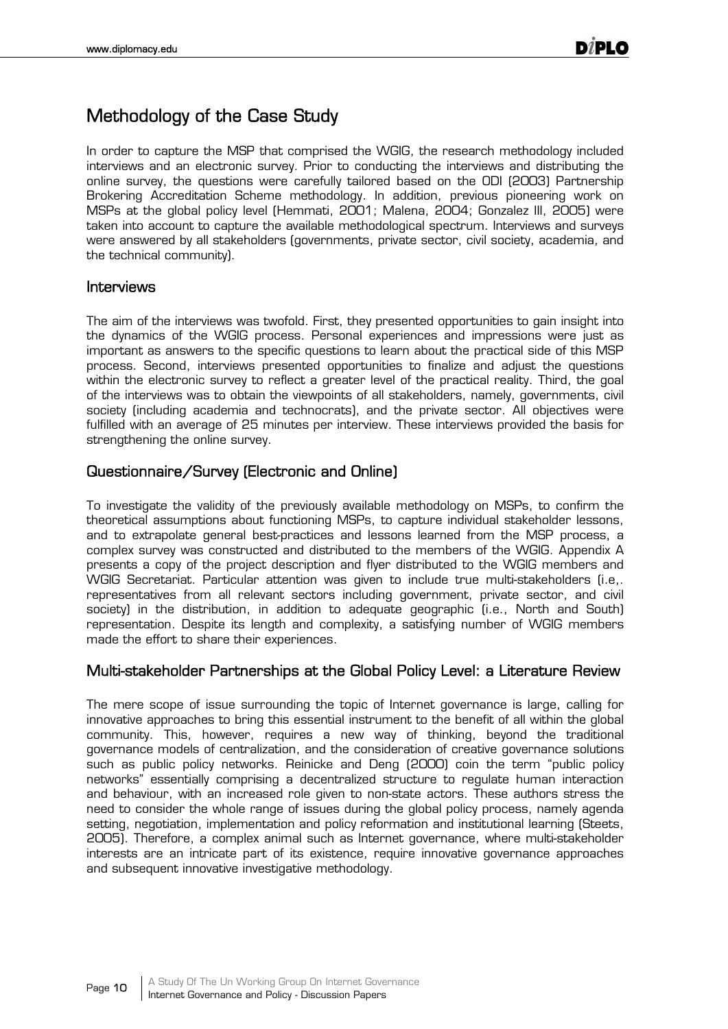## Methodology of the Case Study

In order to capture the MSP that comprised the WGIG, the research methodology included interviews and an electronic survey. Prior to conducting the interviews and distributing the online survey, the questions were carefully tailored based on the ODI (2003) Partnership Brokering Accreditation Scheme methodology. In addition, previous pioneering work on MSPs at the global policy level (Hemmati, 2001; Malena, 2004; Gonzalez III, 2005) were taken into account to capture the available methodological spectrum. Interviews and surveys were answered by all stakeholders (governments, private sector, civil society, academia, and the technical community).

### Interviews

The aim of the interviews was twofold. First, they presented opportunities to gain insight into the dynamics of the WGIG process. Personal experiences and impressions were just as important as answers to the specific questions to learn about the practical side of this MSP process. Second, interviews presented opportunities to finalize and adjust the questions within the electronic survey to reflect a greater level of the practical reality. Third, the goal of the interviews was to obtain the viewpoints of all stakeholders, namely, governments, civil society (including academia and technocrats), and the private sector. All objectives were fulfilled with an average of 25 minutes per interview. These interviews provided the basis for strengthening the online survey.

### Questionnaire/Survey (Electronic and Online)

To investigate the validity of the previously available methodology on MSPs, to confirm the theoretical assumptions about functioning MSPs, to capture individual stakeholder lessons, and to extrapolate general best-practices and lessons learned from the MSP process, a complex survey was constructed and distributed to the members of the WGIG. Appendix A presents a copy of the project description and flyer distributed to the WGIG members and WGIG Secretariat. Particular attention was given to include true multi-stakeholders (i.e,. representatives from all relevant sectors including government, private sector, and civil society) in the distribution, in addition to adequate geographic (i.e., North and South) representation. Despite its length and complexity, a satisfying number of WGIG members made the effort to share their experiences.

### Multi-stakeholder Partnerships at the Global Policy Level: a Literature Review

The mere scope of issue surrounding the topic of Internet governance is large, calling for innovative approaches to bring this essential instrument to the benefit of all within the global community. This, however, requires a new way of thinking, beyond the traditional governance models of centralization, and the consideration of creative governance solutions such as public policy networks. Reinicke and Deng (2000) coin the term "public policy networks" essentially comprising a decentralized structure to regulate human interaction and behaviour, with an increased role given to non-state actors. These authors stress the need to consider the whole range of issues during the global policy process, namely agenda setting, negotiation, implementation and policy reformation and institutional learning (Steets, 2005). Therefore, a complex animal such as Internet governance, where multi-stakeholder interests are an intricate part of its existence, require innovative governance approaches and subsequent innovative investigative methodology.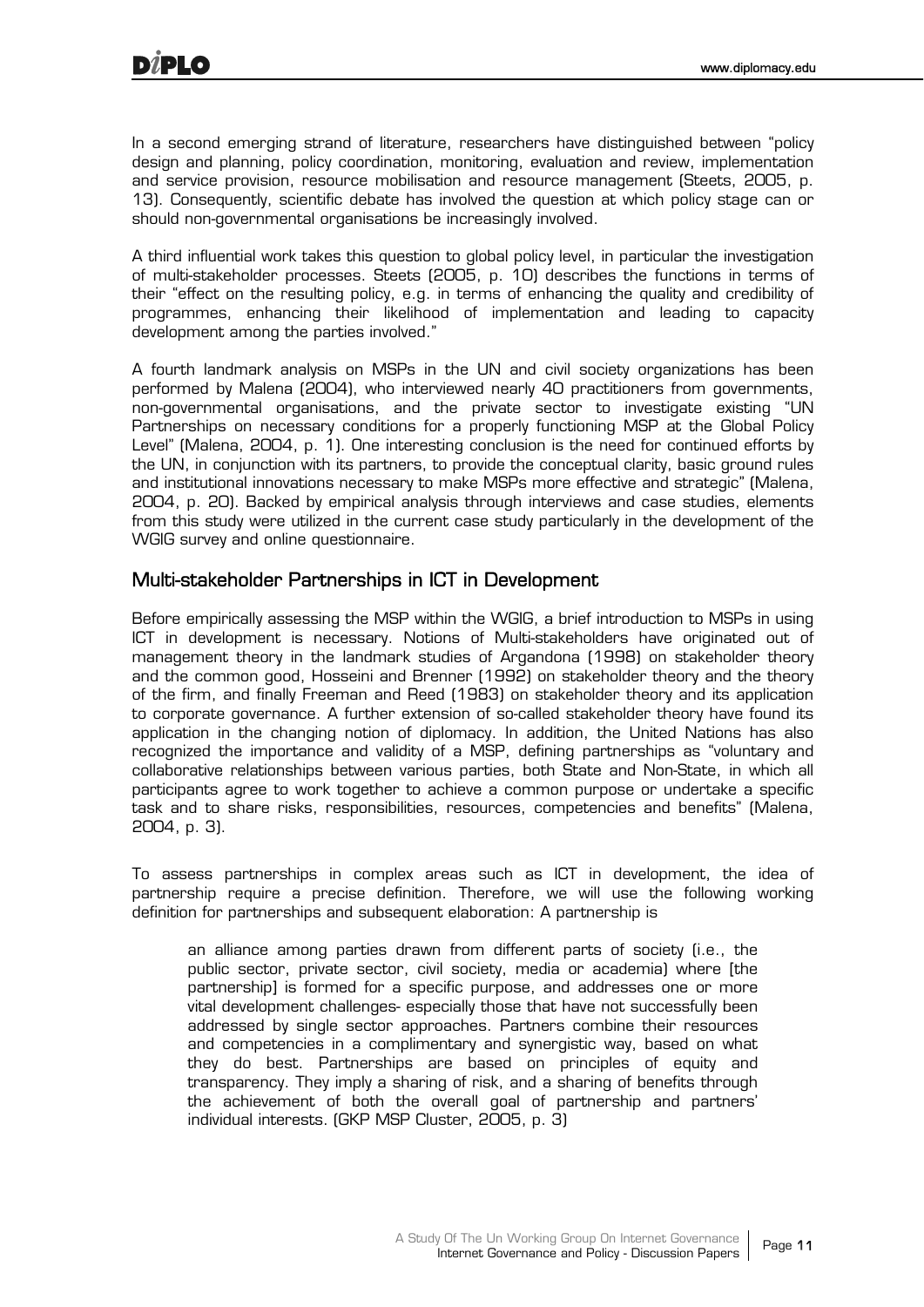In a second emerging strand of literature, researchers have distinguished between "policy design and planning, policy coordination, monitoring, evaluation and review, implementation and service provision, resource mobilisation and resource management (Steets, 2005, p. 13). Consequently, scientific debate has involved the question at which policy stage can or should non-governmental organisations be increasingly involved.

A third influential work takes this question to global policy level, in particular the investigation of multi-stakeholder processes. Steets (2005, p. 10) describes the functions in terms of their "effect on the resulting policy, e.g. in terms of enhancing the quality and credibility of programmes, enhancing their likelihood of implementation and leading to capacity development among the parties involved."

A fourth landmark analysis on MSPs in the UN and civil society organizations has been performed by Malena (2004), who interviewed nearly 40 practitioners from governments, non-governmental organisations, and the private sector to investigate existing "UN Partnerships on necessary conditions for a properly functioning MSP at the Global Policy Level" (Malena, 2004, p. 1). One interesting conclusion is the need for continued efforts by the UN, in conjunction with its partners, to provide the conceptual clarity, basic ground rules and institutional innovations necessary to make MSPs more effective and strategic" (Malena, 2004, p. 20). Backed by empirical analysis through interviews and case studies, elements from this study were utilized in the current case study particularly in the development of the WGIG survey and online questionnaire.

## Multi-stakeholder Partnerships in ICT in Development

Before empirically assessing the MSP within the WGIG, a brief introduction to MSPs in using ICT in development is necessary. Notions of Multi-stakeholders have originated out of management theory in the landmark studies of Argandona (1998) on stakeholder theory and the common good, Hosseini and Brenner (1992) on stakeholder theory and the theory of the firm, and finally Freeman and Reed (1983) on stakeholder theory and its application to corporate governance. A further extension of so-called stakeholder theory have found its application in the changing notion of diplomacy. In addition, the United Nations has also recognized the importance and validity of a MSP, defining partnerships as "voluntary and collaborative relationships between various parties, both State and Non-State, in which all participants agree to work together to achieve a common purpose or undertake a specific task and to share risks, responsibilities, resources, competencies and benefits" (Malena, 2004, p. 3).

To assess partnerships in complex areas such as ICT in development, the idea of partnership require a precise definition. Therefore, we will use the following working definition for partnerships and subsequent elaboration: A partnership is

> an alliance among parties drawn from different parts of society (i.e., the public sector, private sector, civil society, media or academia) where [the partnership] is formed for a specific purpose, and addresses one or more vital development challenges- especially those that have not successfully been addressed by single sector approaches. Partners combine their resources and competencies in a complimentary and synergistic way, based on what they do best. Partnerships are based on principles of equity and transparency. They imply a sharing of risk, and a sharing of benefits through the achievement of both the overall goal of partnership and partners' individual interests. (GKP MSP Cluster, 2005, p. 3)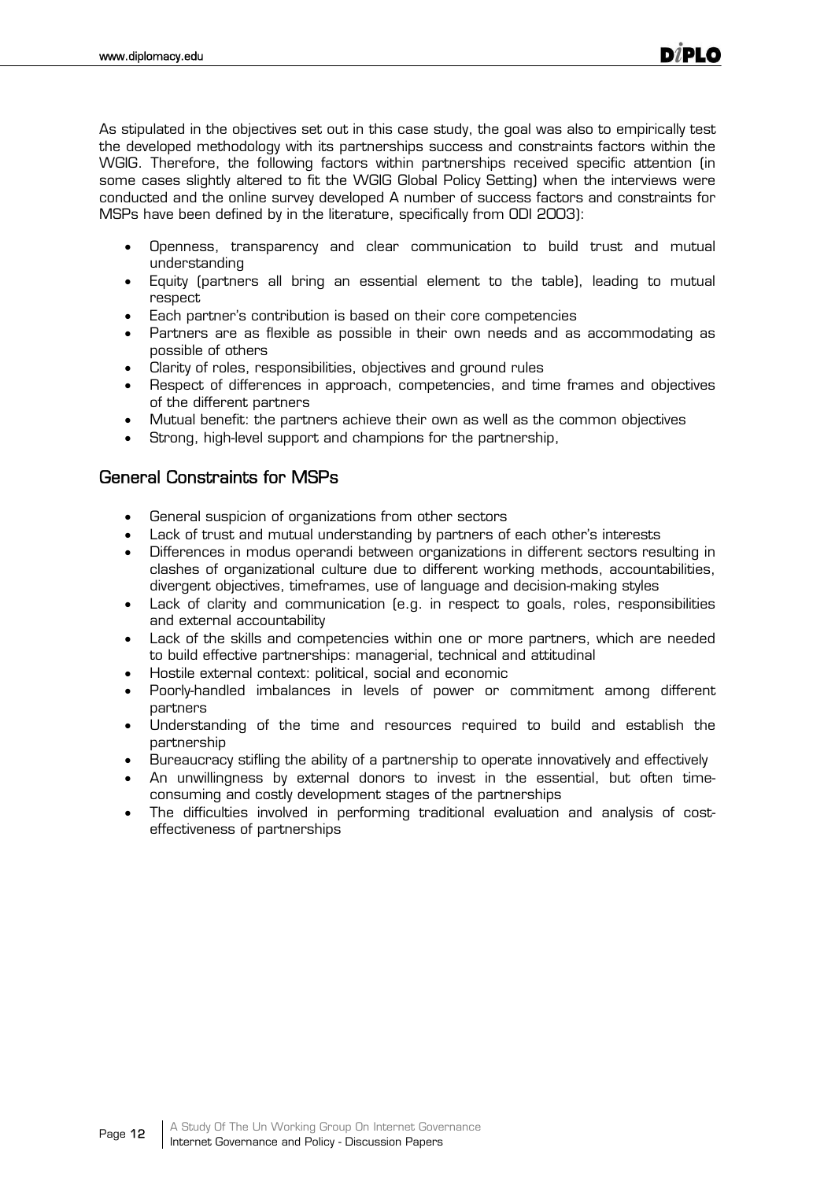As stipulated in the objectives set out in this case study, the goal was also to empirically test the developed methodology with its partnerships success and constraints factors within the WGIG. Therefore, the following factors within partnerships received specific attention (in some cases slightly altered to fit the WGIG Global Policy Setting) when the interviews were conducted and the online survey developed A number of success factors and constraints for MSPs have been defined by in the literature, specifically from ODI 2003):

- Openness, transparency and clear communication to build trust and mutual understanding
- Equity (partners all bring an essential element to the table), leading to mutual respect
- Each partner's contribution is based on their core competencies
- Partners are as flexible as possible in their own needs and as accommodating as possible of others
- Clarity of roles, responsibilities, objectives and ground rules
- Respect of differences in approach, competencies, and time frames and objectives of the different partners
- Mutual benefit: the partners achieve their own as well as the common objectives
- Strong, high-level support and champions for the partnership,

## General Constraints for MSPs

- General suspicion of organizations from other sectors
- Lack of trust and mutual understanding by partners of each other's interests
- Differences in modus operandi between organizations in different sectors resulting in clashes of organizational culture due to different working methods, accountabilities, divergent objectives, timeframes, use of language and decision-making styles
- Lack of clarity and communication (e.g. in respect to goals, roles, responsibilities and external accountability
- Lack of the skills and competencies within one or more partners, which are needed to build effective partnerships: managerial, technical and attitudinal
- Hostile external context: political, social and economic
- Poorly-handled imbalances in levels of power or commitment among different partners
- Understanding of the time and resources required to build and establish the partnership
- Bureaucracy stifling the ability of a partnership to operate innovatively and effectively
- An unwillingness by external donors to invest in the essential, but often time-consuming and costly development stages of the partnerships
- The difficulties involved in performing traditional evaluation and analysis of cost-effectiveness of partnerships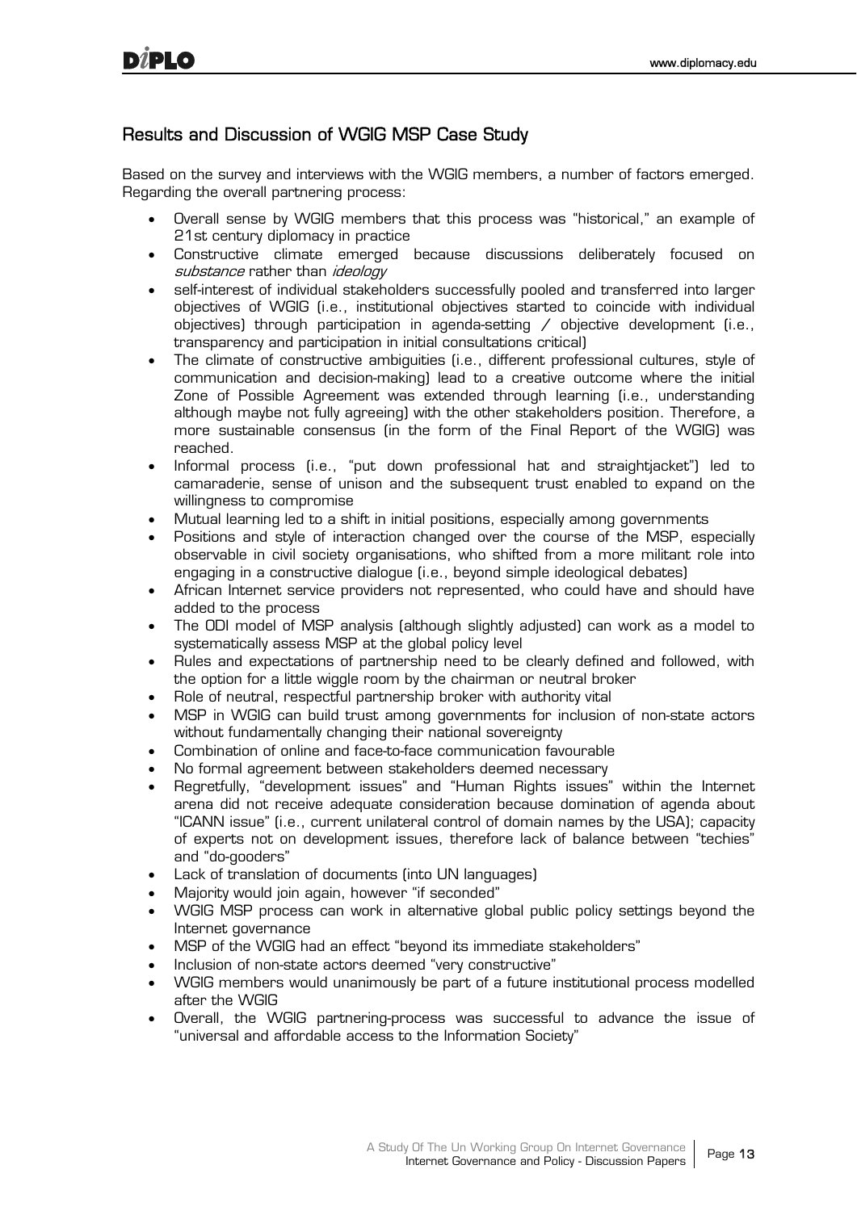## Results and Discussion of WGIG MSP Case Study

Based on the survey and interviews with the WGIG members, a number of factors emerged. Regarding the overall partnering process:

- Overall sense by WGIG members that this process was "historical," an example of 21st century diplomacy in practice
- Constructive climate emerged because discussions deliberately focused on *substance* rather than *ideology*
- self-interest of individual stakeholders successfully pooled and transferred into larger objectives of WGIG (i.e., institutional objectives started to coincide with individual objectives) through participation in agenda-setting / objective development (i.e., transparency and participation in initial consultations critical)
- The climate of constructive ambiguities (i.e., different professional cultures, style of communication and decision-making) lead to a creative outcome where the initial Zone of Possible Agreement was extended through learning (i.e., understanding although maybe not fully agreeing) with the other stakeholders position. Therefore, a more sustainable consensus (in the form of the Final Report of the WGIG) was reached.
- Informal process (i.e., "put down professional hat and straightjacket") led to camaraderie, sense of unison and the subsequent trust enabled to expand on the willingness to compromise
- Mutual learning led to a shift in initial positions, especially among governments
- Positions and style of interaction changed over the course of the MSP, especially observable in civil society organisations, who shifted from a more militant role into engaging in a constructive dialogue (i.e., beyond simple ideological debates)
- African Internet service providers not represented, who could have and should have added to the process
- The ODI model of MSP analysis (although slightly adjusted) can work as a model to systematically assess MSP at the global policy level
- Rules and expectations of partnership need to be clearly defined and followed, with the option for a little wiggle room by the chairman or neutral broker
- Role of neutral, respectful partnership broker with authority vital
- MSP in WGIG can build trust among governments for inclusion of non-state actors without fundamentally changing their national sovereignty
- Combination of online and face-to-face communication favourable
- No formal agreement between stakeholders deemed necessary
- Regretfully, "development issues" and "Human Rights issues" within the Internet arena did not receive adequate consideration because domination of agenda about "ICANN issue" (i.e., current unilateral control of domain names by the USA); capacity of experts not on development issues, therefore lack of balance between "techies" and "do-gooders"
- Lack of translation of documents (into UN languages)
- Majority would join again, however "if seconded"
- WGIG MSP process can work in alternative global public policy settings beyond the Internet governance
- MSP of the WGIG had an effect "beyond its immediate stakeholders"
- Inclusion of non-state actors deemed "very constructive"
- WGIG members would unanimously be part of a future institutional process modelled after the WGIG
- Overall, the WGIG partnering-process was successful to advance the issue of "universal and affordable access to the Information Society"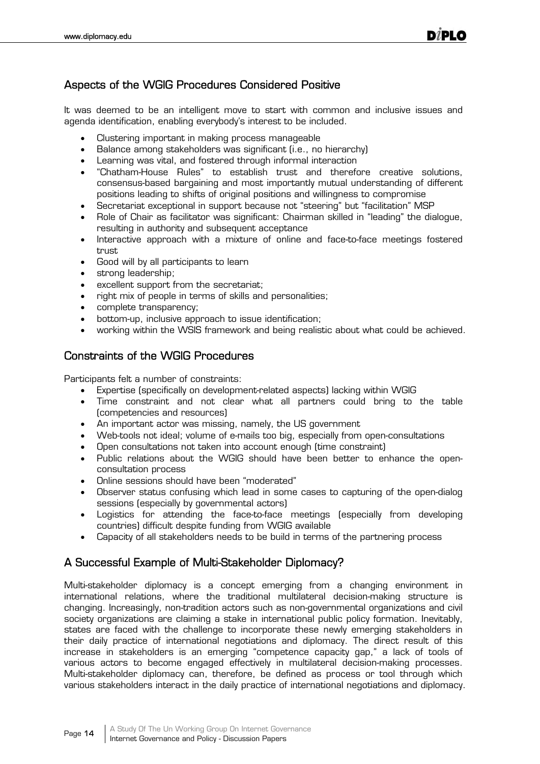## Aspects of the WGIG Procedures Considered Positive

It was deemed to be an intelligent move to start with common and inclusive issues and agenda identification, enabling everybody's interest to be included.

- Clustering important in making process manageable
- Balance among stakeholders was significant (i.e., no hierarchy)
- Learning was vital, and fostered through informal interaction
- "Chatham-House Rules" to establish trust and therefore creative solutions, consensus-based bargaining and most importantly mutual understanding of different positions leading to shifts of original positions and willingness to compromise
- Secretariat exceptional in support because not "steering" but "facilitation" MSP
- Role of Chair as facilitator was significant: Chairman skilled in "leading" the dialogue, resulting in authority and subsequent acceptance
- Interactive approach with a mixture of online and face-to-face meetings fostered trust
- Good will by all participants to learn
- strong leadership;
- excellent support from the secretariat;
- right mix of people in terms of skills and personalities;
- complete transparency;
- bottom-up, inclusive approach to issue identification;
- working within the WSIS framework and being realistic about what could be achieved.

## Constraints of the WGIG Procedures

Participants felt a number of constraints:

- Expertise (specifically on development-related aspects) lacking within WGIG
- Time constraint and not clear what all partners could bring to the table (competencies and resources)
- An important actor was missing, namely, the US government
- Web-tools not ideal; volume of e-mails too big, especially from open-consultations
- Open consultations not taken into account enough (time constraint)
- Public relations about the WGIG should have been better to enhance the open-consultation process
- Online sessions should have been "moderated"
- Observer status confusing which lead in some cases to capturing of the open-dialog sessions (especially by governmental actors)
- Logistics for attending the face-to-face meetings (especially from developing countries) difficult despite funding from WGIG available
- Capacity of all stakeholders needs to be build in terms of the partnering process

## A Successful Example of Multi-Stakeholder Diplomacy?

Multi-stakeholder diplomacy is a concept emerging from a changing environment in international relations, where the traditional multilateral decision-making structure is changing. Increasingly, non-tradition actors such as non-governmental organizations and civil society organizations are claiming a stake in international public policy formation. Inevitably, states are faced with the challenge to incorporate these newly emerging stakeholders in their daily practice of international negotiations and diplomacy. The direct result of this increase in stakeholders is an emerging "competence capacity gap," a lack of tools of various actors to become engaged effectively in multilateral decision-making processes. Multi-stakeholder diplomacy can, therefore, be defined as process or tool through which various stakeholders interact in the daily practice of international negotiations and diplomacy.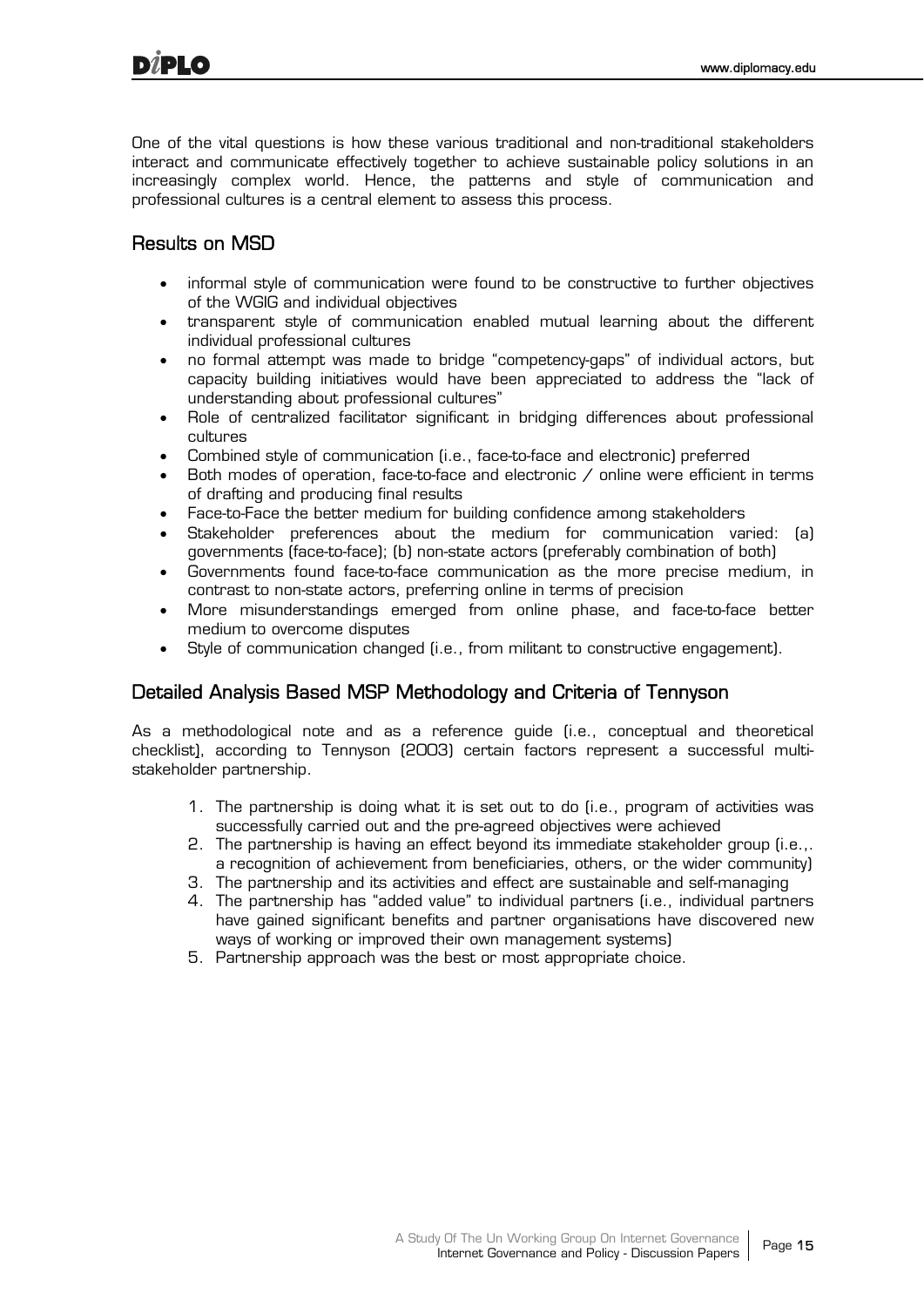One of the vital questions is how these various traditional and non-traditional stakeholders interact and communicate effectively together to achieve sustainable policy solutions in an increasingly complex world. Hence, the patterns and style of communication and professional cultures is a central element to assess this process.

## Results on MSD

- informal style of communication were found to be constructive to further objectives of the WGIG and individual objectives
- transparent style of communication enabled mutual learning about the different individual professional cultures
- no formal attempt was made to bridge "competency-gaps" of individual actors, but capacity building initiatives would have been appreciated to address the "lack of understanding about professional cultures"
- Role of centralized facilitator significant in bridging differences about professional cultures
- Combined style of communication (i.e., face-to-face and electronic) preferred
- Both modes of operation, face-to-face and electronic / online were efficient in terms of drafting and producing final results
- Face-to-Face the better medium for building confidence among stakeholders
- Stakeholder preferences about the medium for communication varied: (a) governments (face-to-face); (b) non-state actors (preferably combination of both)
- Governments found face-to-face communication as the more precise medium, in contrast to non-state actors, preferring online in terms of precision
- More misunderstandings emerged from online phase, and face-to-face better medium to overcome disputes
- Style of communication changed (i.e., from militant to constructive engagement).

## Detailed Analysis Based MSP Methodology and Criteria of Tennyson

As a methodological note and as a reference guide (i.e., conceptual and theoretical checklist), according to Tennyson (2003) certain factors represent a successful multi-stakeholder partnership.

1. The partnership is doing what it is set out to do (i.e., program of activities was successfully carried out and the pre-agreed objectives were achieved
2. The partnership is having an effect beyond its immediate stakeholder group (i.e.,. a recognition of achievement from beneficiaries, others, or the wider community)
3. The partnership and its activities and effect are sustainable and self-managing
4. The partnership has "added value" to individual partners (i.e., individual partners have gained significant benefits and partner organisations have discovered new ways of working or improved their own management systems)
5. Partnership approach was the best or most appropriate choice.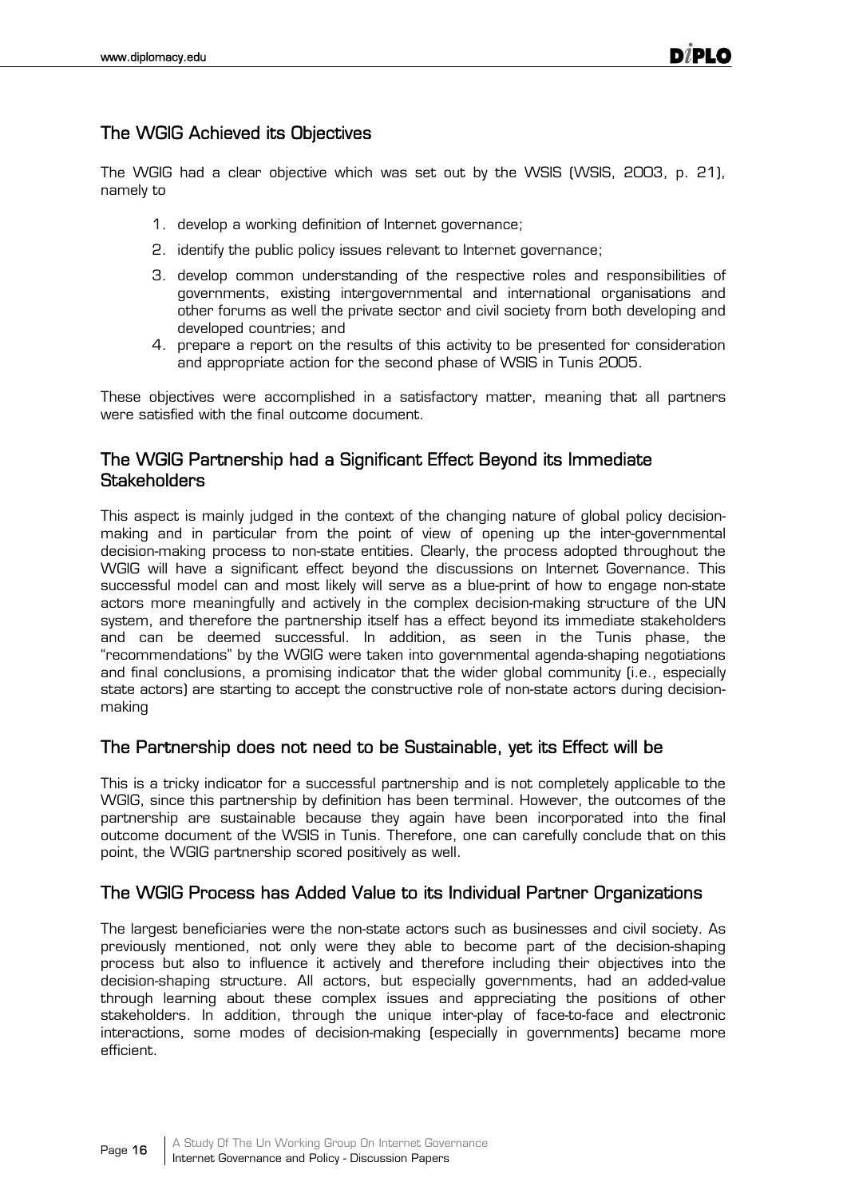## The WGIG Achieved its Objectives

The WGIG had a clear objective which was set out by the WSIS (WSIS, 2003, p. 21), namely to

1. develop a working definition of Internet governance;
2. identify the public policy issues relevant to Internet governance;
3. develop common understanding of the respective roles and responsibilities of governments, existing intergovernmental and international organisations and other forums as well the private sector and civil society from both developing and developed countries; and
4. prepare a report on the results of this activity to be presented for consideration and appropriate action for the second phase of WSIS in Tunis 2005.

These objectives were accomplished in a satisfactory matter, meaning that all partners were satisfied with the final outcome document.

## The WGIG Partnership had a Significant Effect Beyond its Immediate Stakeholders

This aspect is mainly judged in the context of the changing nature of global policy decision-making and in particular from the point of view of opening up the inter-governmental decision-making process to non-state entities. Clearly, the process adopted throughout the WGIG will have a significant effect beyond the discussions on Internet Governance. This successful model can and most likely will serve as a blue-print of how to engage non-state actors more meaningfully and actively in the complex decision-making structure of the UN system, and therefore the partnership itself has a effect beyond its immediate stakeholders and can be deemed successful. In addition, as seen in the Tunis phase, the "recommendations" by the WGIG were taken into governmental agenda-shaping negotiations and final conclusions, a promising indicator that the wider global community (i.e., especially state actors) are starting to accept the constructive role of non-state actors during decision-making

## The Partnership does not need to be Sustainable, yet its Effect will be

This is a tricky indicator for a successful partnership and is not completely applicable to the WGIG, since this partnership by definition has been terminal. However, the outcomes of the partnership are sustainable because they again have been incorporated into the final outcome document of the WSIS in Tunis. Therefore, one can carefully conclude that on this point, the WGIG partnership scored positively as well.

## The WGIG Process has Added Value to its Individual Partner Organizations

The largest beneficiaries were the non-state actors such as businesses and civil society. As previously mentioned, not only were they able to become part of the decision-shaping process but also to influence it actively and therefore including their objectives into the decision-shaping structure. All actors, but especially governments, had an added-value through learning about these complex issues and appreciating the positions of other stakeholders. In addition, through the unique inter-play of face-to-face and electronic interactions, some modes of decision-making (especially in governments) became more efficient.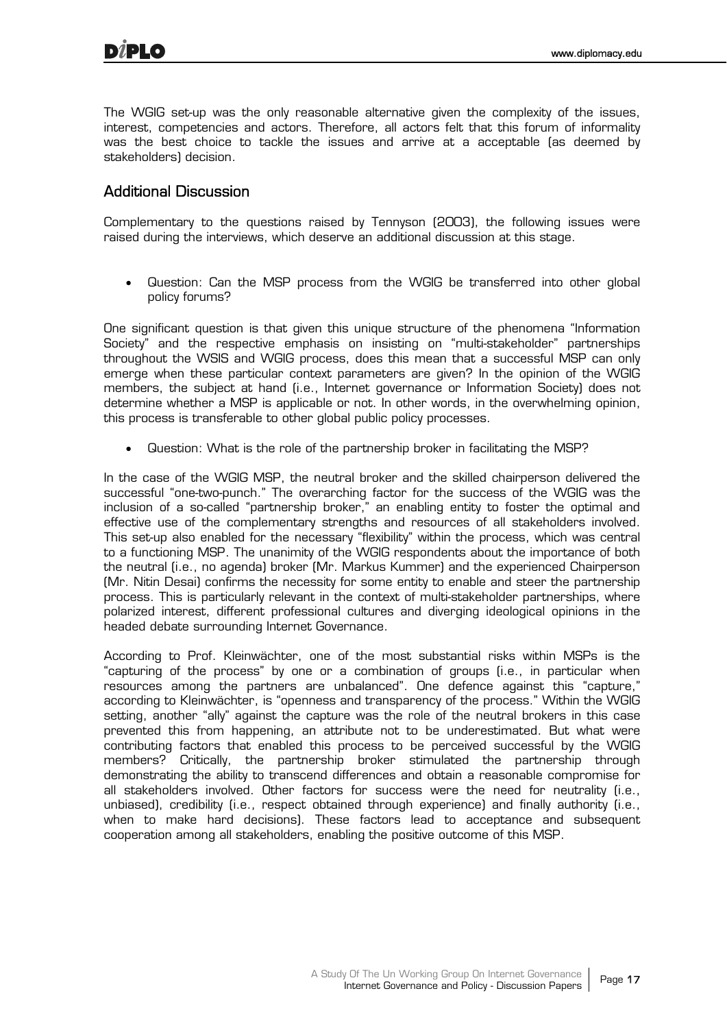The WGIG set-up was the only reasonable alternative given the complexity of the issues, interest, competencies and actors. Therefore, all actors felt that this forum of informality was the best choice to tackle the issues and arrive at a acceptable (as deemed by stakeholders) decision.

## Additional Discussion

Complementary to the questions raised by Tennyson (2003), the following issues were raised during the interviews, which deserve an additional discussion at this stage.

- Question: Can the MSP process from the WGIG be transferred into other global policy forums?

One significant question is that given this unique structure of the phenomena "Information Society" and the respective emphasis on insisting on "multi-stakeholder" partnerships throughout the WSIS and WGIG process, does this mean that a successful MSP can only emerge when these particular context parameters are given? In the opinion of the WGIG members, the subject at hand (i.e., Internet governance or Information Society) does not determine whether a MSP is applicable or not. In other words, in the overwhelming opinion, this process is transferable to other global public policy processes.

- Question: What is the role of the partnership broker in facilitating the MSP?

In the case of the WGIG MSP, the neutral broker and the skilled chairperson delivered the successful "one-two-punch." The overarching factor for the success of the WGIG was the inclusion of a so-called "partnership broker," an enabling entity to foster the optimal and effective use of the complementary strengths and resources of all stakeholders involved. This set-up also enabled for the necessary "flexibility" within the process, which was central to a functioning MSP. The unanimity of the WGIG respondents about the importance of both the neutral (i.e., no agenda) broker (Mr. Markus Kummer) and the experienced Chairperson (Mr. Nitin Desai) confirms the necessity for some entity to enable and steer the partnership process. This is particularly relevant in the context of multi-stakeholder partnerships, where polarized interest, different professional cultures and diverging ideological opinions in the headed debate surrounding Internet Governance.

According to Prof. Kleinwächter, one of the most substantial risks within MSPs is the "capturing of the process" by one or a combination of groups (i.e., in particular when resources among the partners are unbalanced". One defence against this "capture," according to Kleinwächter, is "openness and transparency of the process." Within the WGIG setting, another "ally" against the capture was the role of the neutral brokers in this case prevented this from happening, an attribute not to be underestimated. But what were contributing factors that enabled this process to be perceived successful by the WGIG members? Critically, the partnership broker stimulated the partnership through demonstrating the ability to transcend differences and obtain a reasonable compromise for all stakeholders involved. Other factors for success were the need for neutrality (i.e., unbiased), credibility (i.e., respect obtained through experience) and finally authority (i.e., when to make hard decisions). These factors lead to acceptance and subsequent cooperation among all stakeholders, enabling the positive outcome of this MSP.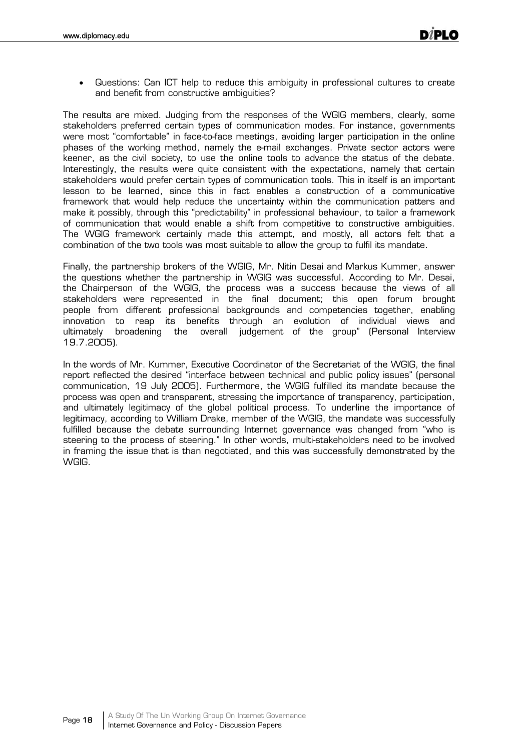- Questions: Can ICT help to reduce this ambiguity in professional cultures to create and benefit from constructive ambiguities?

The results are mixed. Judging from the responses of the WGIG members, clearly, some stakeholders preferred certain types of communication modes. For instance, governments were most "comfortable" in face-to-face meetings, avoiding larger participation in the online phases of the working method, namely the e-mail exchanges. Private sector actors were keener, as the civil society, to use the online tools to advance the status of the debate. Interestingly, the results were quite consistent with the expectations, namely that certain stakeholders would prefer certain types of communication tools. This in itself is an important lesson to be learned, since this in fact enables a construction of a communicative framework that would help reduce the uncertainty within the communication patters and make it possibly, through this "predictability" in professional behaviour, to tailor a framework of communication that would enable a shift from competitive to constructive ambiguities. The WGIG framework certainly made this attempt, and mostly, all actors felt that a combination of the two tools was most suitable to allow the group to fulfil its mandate.

Finally, the partnership brokers of the WGIG, Mr. Nitin Desai and Markus Kummer, answer the questions whether the partnership in WGIG was successful. According to Mr. Desai, the Chairperson of the WGIG, the process was a success because the views of all stakeholders were represented in the final document; this open forum brought people from different professional backgrounds and competencies together, enabling innovation to reap its benefits through an evolution of individual views and ultimately broadening the overall judgement of the group" (Personal Interview 19.7.2005).

In the words of Mr. Kummer, Executive Coordinator of the Secretariat of the WGIG, the final report reflected the desired "interface between technical and public policy issues" (personal communication, 19 July 2005). Furthermore, the WGIG fulfilled its mandate because the process was open and transparent, stressing the importance of transparency, participation, and ultimately legitimacy of the global political process. To underline the importance of legitimacy, according to William Drake, member of the WGIG, the mandate was successfully fulfilled because the debate surrounding Internet governance was changed from "who is steering to the process of steering." In other words, multi-stakeholders need to be involved in framing the issue that is than negotiated, and this was successfully demonstrated by the WGIG.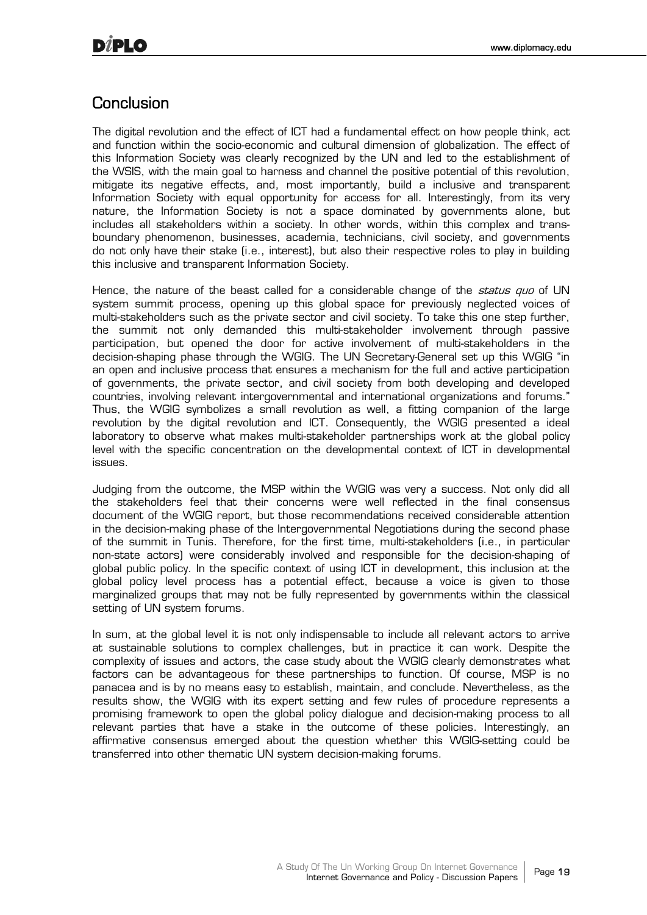## Conclusion

The digital revolution and the effect of ICT had a fundamental effect on how people think, act and function within the socio-economic and cultural dimension of globalization. The effect of this Information Society was clearly recognized by the UN and led to the establishment of the WSIS, with the main goal to harness and channel the positive potential of this revolution, mitigate its negative effects, and, most importantly, build a inclusive and transparent Information Society with equal opportunity for access for all. Interestingly, from its very nature, the Information Society is not a space dominated by governments alone, but includes all stakeholders within a society. In other words, within this complex and trans-boundary phenomenon, businesses, academia, technicians, civil society, and governments do not only have their stake (i.e., interest), but also their respective roles to play in building this inclusive and transparent Information Society.

Hence, the nature of the beast called for a considerable change of the *status quo* of UN system summit process, opening up this global space for previously neglected voices of multi-stakeholders such as the private sector and civil society. To take this one step further, the summit not only demanded this multi-stakeholder involvement through passive participation, but opened the door for active involvement of multi-stakeholders in the decision-shaping phase through the WGIG. The UN Secretary-General set up this WGIG "in an open and inclusive process that ensures a mechanism for the full and active participation of governments, the private sector, and civil society from both developing and developed countries, involving relevant intergovernmental and international organizations and forums." Thus, the WGIG symbolizes a small revolution as well, a fitting companion of the large revolution by the digital revolution and ICT. Consequently, the WGIG presented a ideal laboratory to observe what makes multi-stakeholder partnerships work at the global policy level with the specific concentration on the developmental context of ICT in developmental issues.

Judging from the outcome, the MSP within the WGIG was very a success. Not only did all the stakeholders feel that their concerns were well reflected in the final consensus document of the WGIG report, but those recommendations received considerable attention in the decision-making phase of the Intergovernmental Negotiations during the second phase of the summit in Tunis. Therefore, for the first time, multi-stakeholders (i.e., in particular non-state actors) were considerably involved and responsible for the decision-shaping of global public policy. In the specific context of using ICT in development, this inclusion at the global policy level process has a potential effect, because a voice is given to those marginalized groups that may not be fully represented by governments within the classical setting of UN system forums.

In sum, at the global level it is not only indispensable to include all relevant actors to arrive at sustainable solutions to complex challenges, but in practice it can work. Despite the complexity of issues and actors, the case study about the WGIG clearly demonstrates what factors can be advantageous for these partnerships to function. Of course, MSP is no panacea and is by no means easy to establish, maintain, and conclude. Nevertheless, as the results show, the WGIG with its expert setting and few rules of procedure represents a promising framework to open the global policy dialogue and decision-making process to all relevant parties that have a stake in the outcome of these policies. Interestingly, an affirmative consensus emerged about the question whether this WGIG-setting could be transferred into other thematic UN system decision-making forums.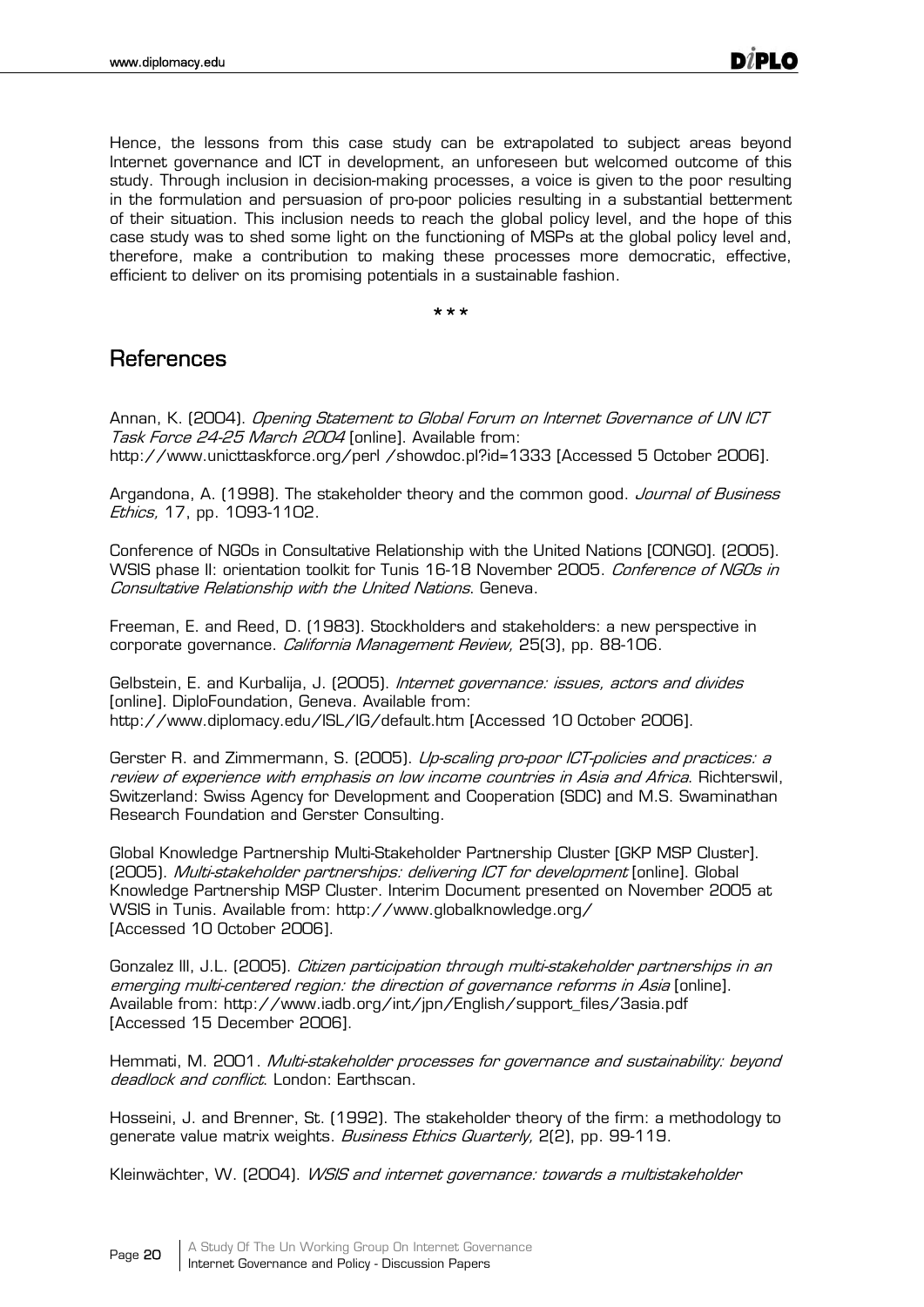Hence, the lessons from this case study can be extrapolated to subject areas beyond Internet governance and ICT in development, an unforeseen but welcomed outcome of this study. Through inclusion in decision-making processes, a voice is given to the poor resulting in the formulation and persuasion of pro-poor policies resulting in a substantial betterment of their situation. This inclusion needs to reach the global policy level, and the hope of this case study was to shed some light on the functioning of MSPs at the global policy level and, therefore, make a contribution to making these processes more democratic, effective, efficient to deliver on its promising potentials in a sustainable fashion.

***

## References

Annan, K. (2004). *Opening Statement to Global Forum on Internet Governance of UN ICT Task Force 24-25 March 2004* [online]. Available from: http://www.unicttaskforce.org/perl /showdoc.pl?id=1333 [Accessed 5 October 2006].

Argandona, A. (1998). The stakeholder theory and the common good. *Journal of Business Ethics,* 17, pp. 1093-1102.

Conference of NGOs in Consultative Relationship with the United Nations [CONGO]. (2005). WSIS phase II: orientation toolkit for Tunis 16-18 November 2005. *Conference of NGOs in Consultative Relationship with the United Nations*. Geneva.

Freeman, E. and Reed, D. (1983). Stockholders and stakeholders: a new perspective in corporate governance. *California Management Review,* 25(3), pp. 88-106.

Gelbstein, E. and Kurbalija, J. (2005). *Internet governance: issues, actors and divides* [online]. DiploFoundation, Geneva. Available from: http://www.diplomacy.edu/ISL/IG/default.htm [Accessed 10 October 2006].

Gerster R. and Zimmermann, S. (2005). *Up-scaling pro-poor ICT-policies and practices: a review of experience with emphasis on low income countries in Asia and Africa*. Richterswil, Switzerland: Swiss Agency for Development and Cooperation (SDC) and M.S. Swaminathan Research Foundation and Gerster Consulting.

Global Knowledge Partnership Multi-Stakeholder Partnership Cluster [GKP MSP Cluster]. (2005). *Multi-stakeholder partnerships: delivering ICT for development* [online]. Global Knowledge Partnership MSP Cluster. Interim Document presented on November 2005 at WSIS in Tunis. Available from: http://www.globalknowledge.org/ [Accessed 10 October 2006].

Gonzalez III, J.L. (2005). *Citizen participation through multi-stakeholder partnerships in an emerging multi-centered region: the direction of governance reforms in Asia* [online]. Available from: http://www.iadb.org/int/jpn/English/support_files/3asia.pdf [Accessed 15 December 2006].

Hemmati, M. 2001. *Multi-stakeholder processes for governance and sustainability: beyond deadlock and conflict*. London: Earthscan.

Hosseini, J. and Brenner, St. (1992). The stakeholder theory of the firm: a methodology to generate value matrix weights. *Business Ethics Quarterly,* 2(2), pp. 99-119.

Kleinwächter, W. (2004). *WSIS and internet governance: towards a multistakeholder*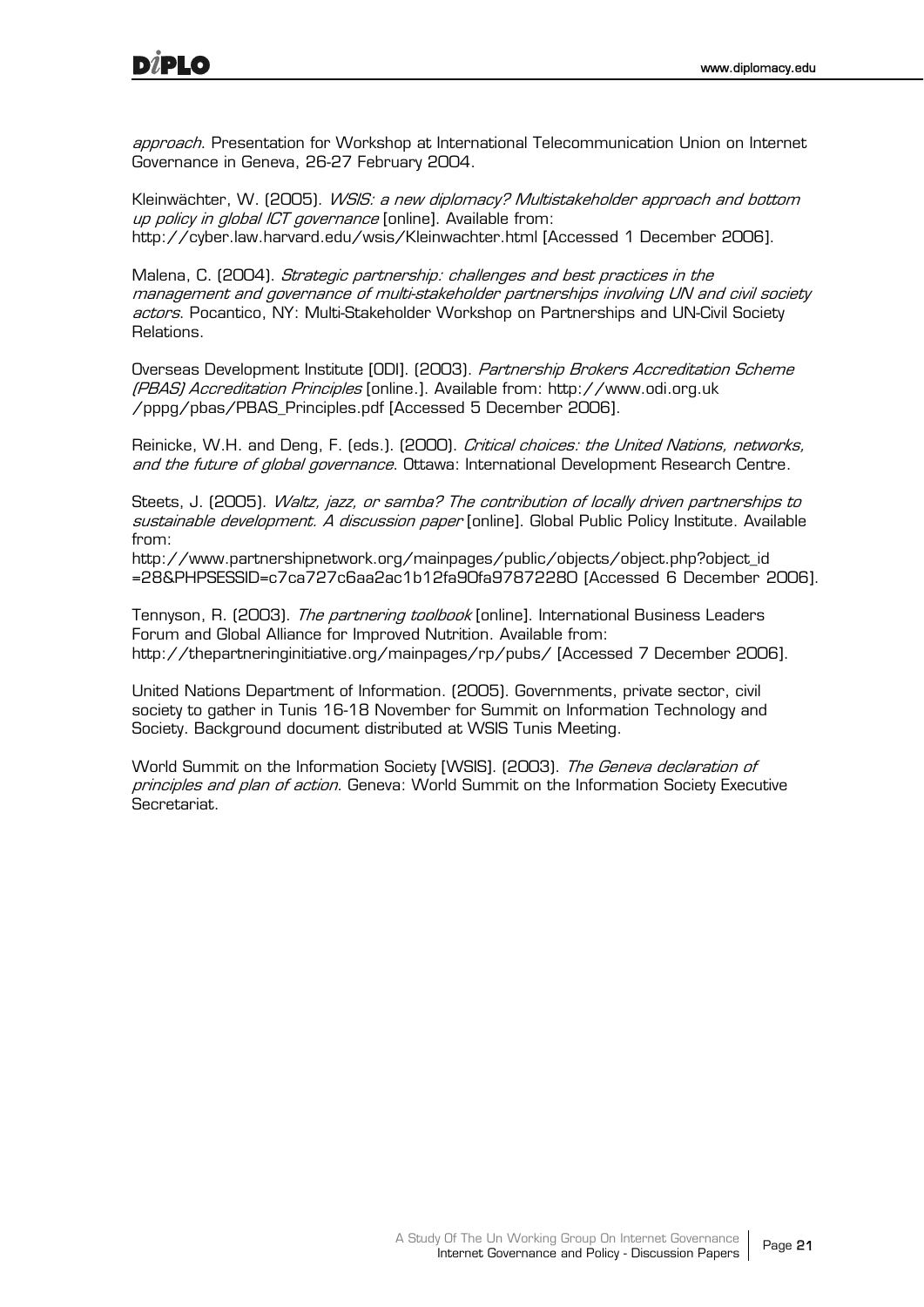*approach*. Presentation for Workshop at International Telecommunication Union on Internet Governance in Geneva, 26-27 February 2004.

Kleinwächter, W. (2005). *WSIS: a new diplomacy? Multistakeholder approach and bottom up policy in global ICT governance* [online]. Available from: http://cyber.law.harvard.edu/wsis/Kleinwachter.html [Accessed 1 December 2006].

Malena, C. (2004). *Strategic partnership: challenges and best practices in the management and governance of multi-stakeholder partnerships involving UN and civil society actors*. Pocantico, NY: Multi-Stakeholder Workshop on Partnerships and UN-Civil Society Relations.

Overseas Development Institute (ODI). (2003). *Partnership Brokers Accreditation Scheme (PBAS) Accreditation Principles* [online.]. Available from: http://www.odi.org.uk /pppg/pbas/PBAS_Principles.pdf [Accessed 5 December 2006].

Reinicke, W.H. and Deng, F. (eds.). (2000). *Critical choices: the United Nations, networks, and the future of global governance*. Ottawa: International Development Research Centre.

Steets, J. (2005). *Waltz, jazz, or samba? The contribution of locally driven partnerships to sustainable development. A discussion paper* [online]. Global Public Policy Institute. Available from:
http://www.partnershipnetwork.org/mainpages/public/objects/object.php?object_id =28&PHPSESSID=c7ca727c6aa2ac1b12fa90fa97872280 [Accessed 6 December 2006].

Tennyson, R. (2003). *The partnering toolbook* [online]. International Business Leaders Forum and Global Alliance for Improved Nutrition. Available from: http://thepartneringinitiative.org/mainpages/rp/pubs/ [Accessed 7 December 2006].

United Nations Department of Information. (2005). Governments, private sector, civil society to gather in Tunis 16-18 November for Summit on Information Technology and Society. Background document distributed at WSIS Tunis Meeting.

World Summit on the Information Society (WSIS). (2003). *The Geneva declaration of principles and plan of action*. Geneva: World Summit on the Information Society Executive Secretariat.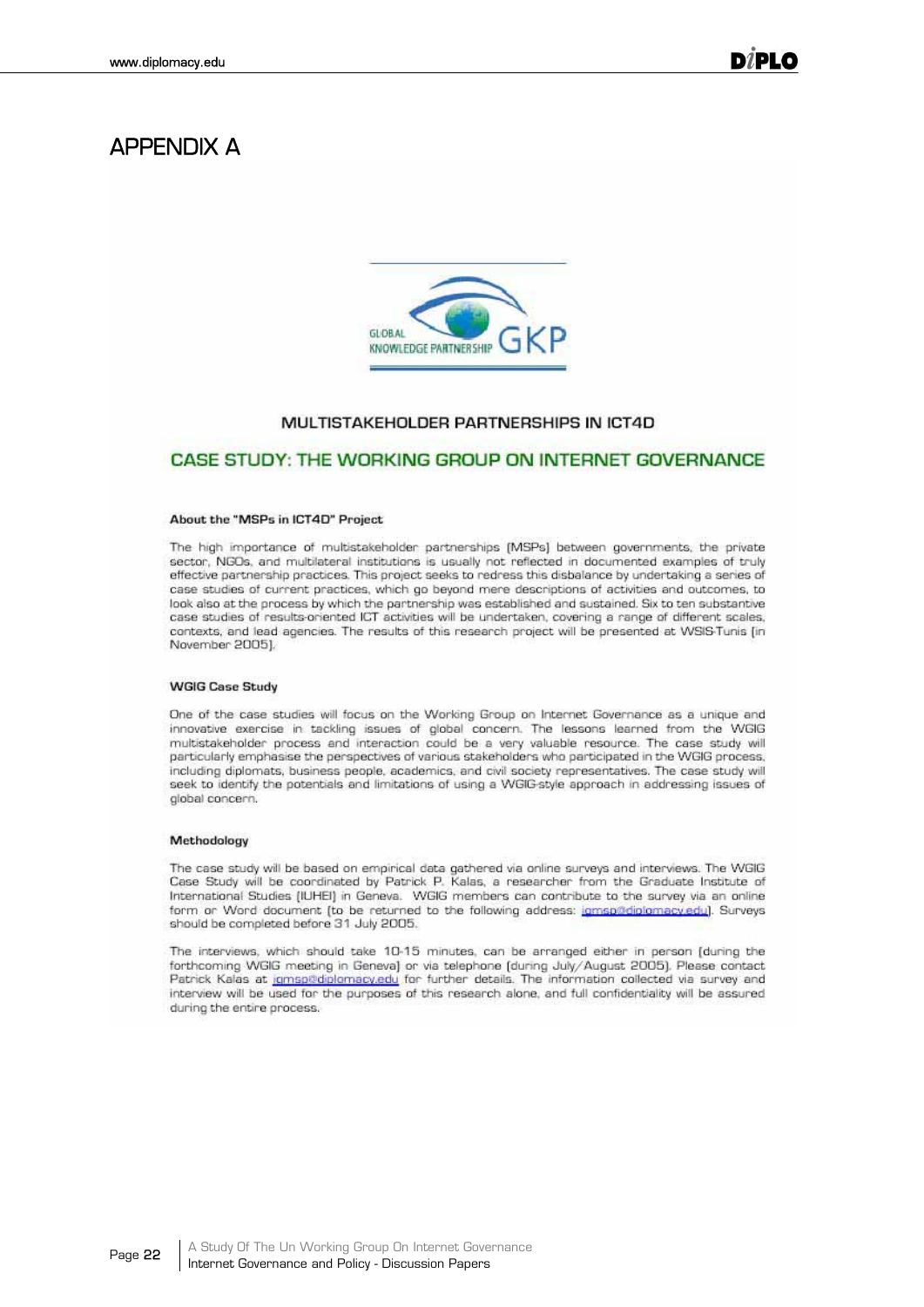# APPENDIX A

GLOBAL KNOWLEDGE PARTNERSHIP GKP

### MULTISTAKEHOLDER PARTNERSHIPS IN ICT4D

## CASE STUDY: THE WORKING GROUP ON INTERNET GOVERNANCE

**About the "MSPs in ICT4D" Project**

The high importance of multistakeholder partnerships (MSPs) between governments, the private sector, NGOs, and multilateral institutions is usually not reflected in documented examples of truly effective partnership practices. This project seeks to redress this disbalance by undertaking a series of case studies of current practices, which go beyond mere descriptions of activities and outcomes, to look also at the process by which the partnership was established and sustained. Six to ten substantive case studies of results-oriented ICT activities will be undertaken, covering a range of different scales, contexts, and lead agencies. The results of this research project will be presented at WSIS-Tunis (in November 2005).

**WGIG Case Study**

One of the case studies will focus on the Working Group on Internet Governance as a unique and innovative exercise in tackling issues of global concern. The lessons learned from the WGIG multistakeholder process and interaction could be a very valuable resource. The case study will particularly emphasise the perspectives of various stakeholders who participated in the WGIG process, including diplomats, business people, academics, and civil society representatives. The case study will seek to identify the potentials and limitations of using a WGIG-style approach in addressing issues of global concern.

**Methodology**

The case study will be based on empirical data gathered via online surveys and interviews. The WGIG Case Study will be coordinated by Patrick P. Kalas, a researcher from the Graduate Institute of International Studies (IUHEI) in Geneva. WGIG members can contribute to the survey via an online form or Word document (to be returned to the following address: igmsp@diplomacy.edu). Surveys should be completed before 31 July 2005.

The interviews, which should take 10-15 minutes, can be arranged either in person (during the forthcoming WGIG meeting in Geneva) or via telephone (during July/August 2005). Please contact Patrick Kalas at igmsp@diplomacy.edu for further details. The information collected via survey and interview will be used for the purposes of this research alone, and full confidentiality will be assured during the entire process.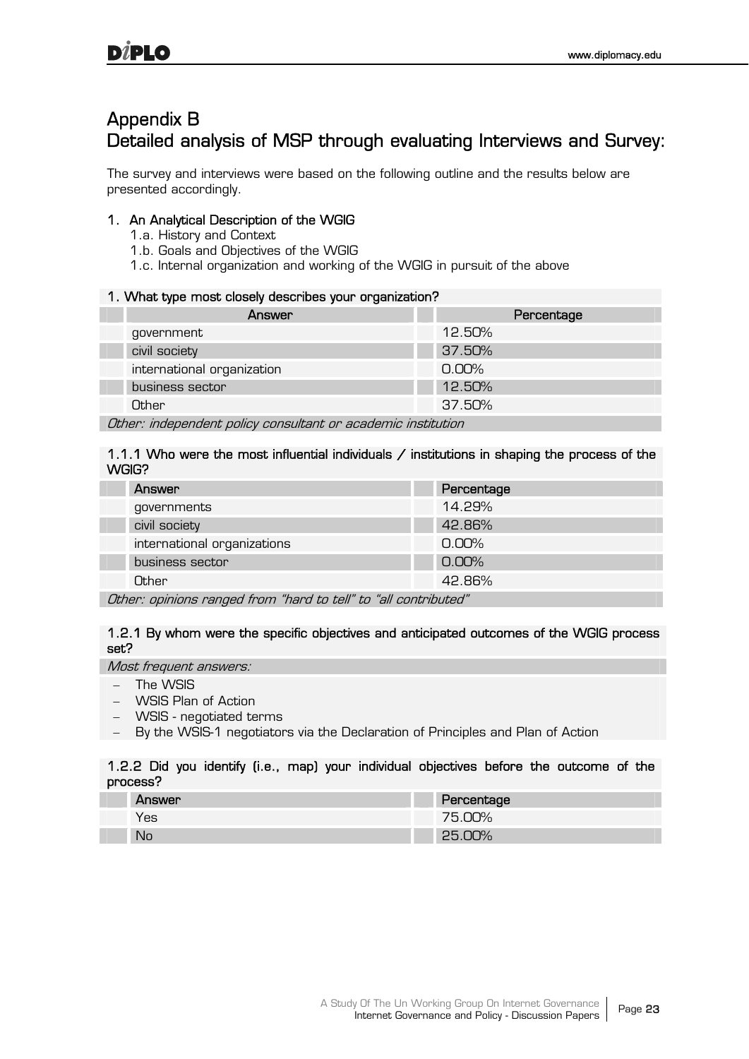# Appendix B
# Detailed analysis of MSP through evaluating Interviews and Survey:

The survey and interviews were based on the following outline and the results below are presented accordingly.

1. **An Analytical Description of the WGIG**
   1.a. History and Context
   1.b. Goals and Objectives of the WGIG
   1.c. Internal organization and working of the WGIG in pursuit of the above

**1. What type most closely describes your organization?**

| Answer | Percentage |
|---|---|
| government | 12.50% |
| civil society | 37.50% |
| international organization | 0.00% |
| business sector | 12.50% |
| Other | 37.50% |

*Other: independent policy consultant or academic institution*

**1.1.1 Who were the most influential individuals / institutions in shaping the process of the WGIG?**

| Answer | Percentage |
|---|---|
| governments | 14.29% |
| civil society | 42.86% |
| international organizations | 0.00% |
| business sector | 0.00% |
| Other | 42.86% |

*Other: opinions ranged from "hard to tell" to "all contributed"*

**1.2.1 By whom were the specific objectives and anticipated outcomes of the WGIG process set?**

*Most frequent answers:*

- The WSIS
- WSIS Plan of Action
- WSIS - negotiated terms
- By the WSIS-1 negotiators via the Declaration of Principles and Plan of Action

**1.2.2 Did you identify (i.e., map) your individual objectives before the outcome of the process?**

| Answer | Percentage |
|---|---|
| Yes | 75.00% |
| No | 25.00% |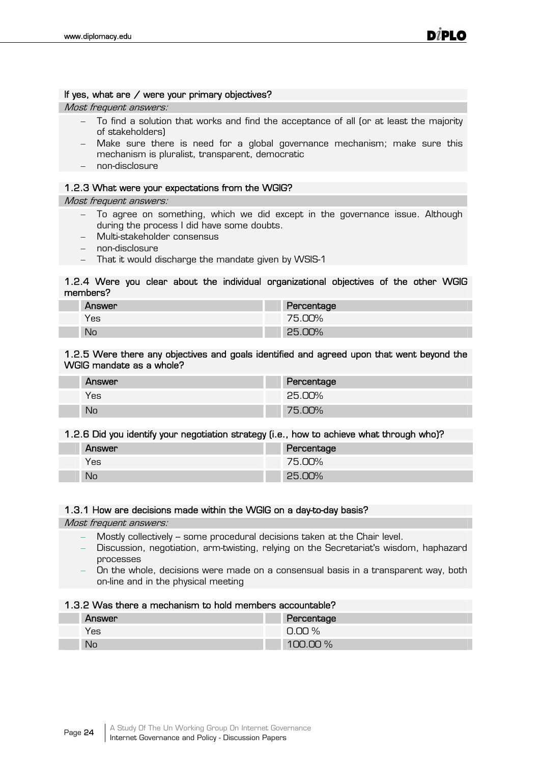**If yes, what are / were your primary objectives?**

*Most frequent answers:*

- To find a solution that works and find the acceptance of all (or at least the majority of stakeholders)
- Make sure there is need for a global governance mechanism; make sure this mechanism is pluralist, transparent, democratic
- non-disclosure

**1.2.3 What were your expectations from the WGIG?**

*Most frequent answers:*

- To agree on something, which we did except in the governance issue. Although during the process I did have some doubts.
- Multi-stakeholder consensus
- non-disclosure
- That it would discharge the mandate given by WSIS-1

**1.2.4 Were you clear about the individual organizational objectives of the other WGIG members?**

| Answer | Percentage |
|---|---|
| Yes | 75.00% |
| No | 25.00% |

**1.2.5 Were there any objectives and goals identified and agreed upon that went beyond the WGIG mandate as a whole?**

| Answer | Percentage |
|---|---|
| Yes | 25.00% |
| No | 75.00% |

**1.2.6 Did you identify your negotiation strategy (i.e., how to achieve what through who)?**

| Answer | Percentage |
|---|---|
| Yes | 75.00% |
| No | 25.00% |

**1.3.1 How are decisions made within the WGIG on a day-to-day basis?**

*Most frequent answers:*

- Mostly collectively – some procedural decisions taken at the Chair level.
- Discussion, negotiation, arm-twisting, relying on the Secretariat's wisdom, haphazard processes
- On the whole, decisions were made on a consensual basis in a transparent way, both on-line and in the physical meeting

**1.3.2 Was there a mechanism to hold members accountable?**

| Answer | Percentage |
|---|---|
| Yes | 0.00 % |
| No | 100.00 % |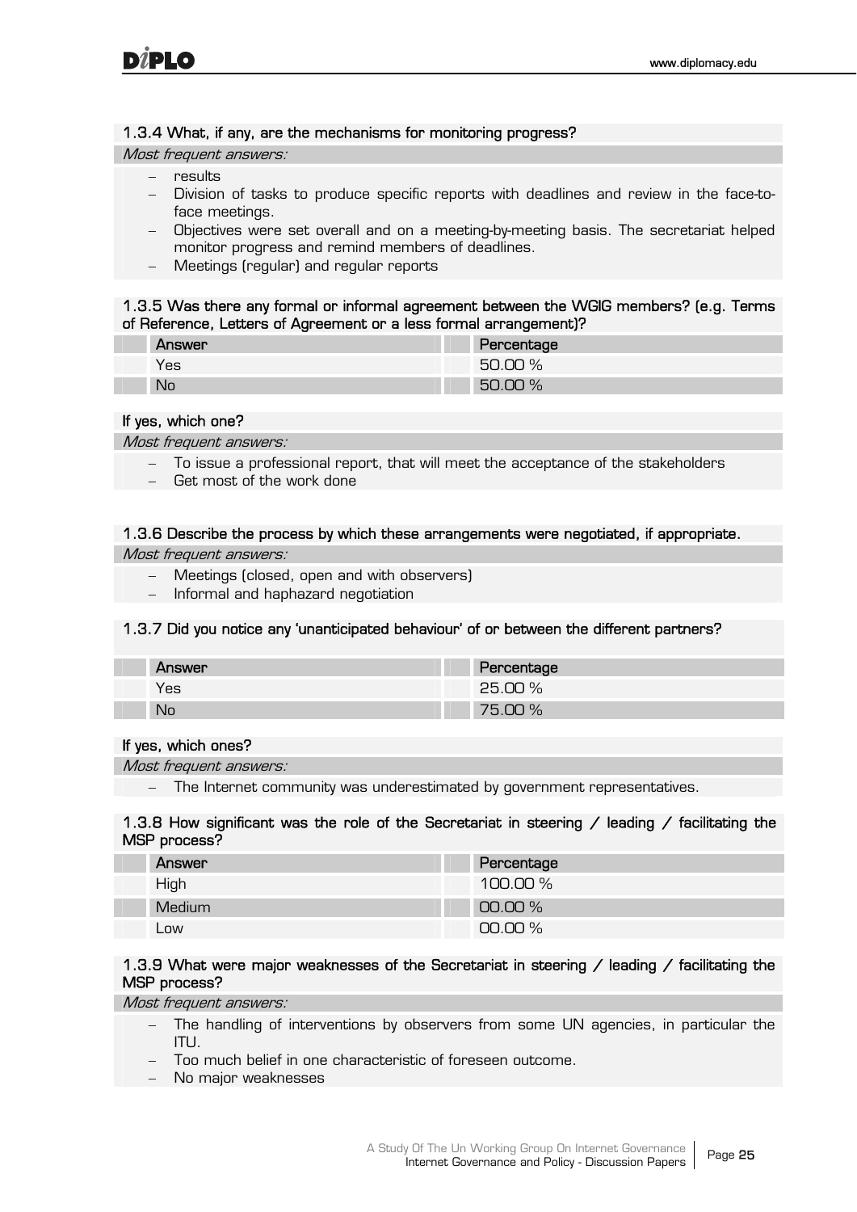### 1.3.4 What, if any, are the mechanisms for monitoring progress?

*Most frequent answers:*

- results
- Division of tasks to produce specific reports with deadlines and review in the face-to-face meetings.
- Objectives were set overall and on a meeting-by-meeting basis. The secretariat helped monitor progress and remind members of deadlines.
- Meetings (regular) and regular reports

### 1.3.5 Was there any formal or informal agreement between the WGIG members? (e.g. Terms of Reference, Letters of Agreement or a less formal arrangement)?

| Answer | Percentage |
|---|---|
| Yes | 50.00 % |
| No | 50.00 % |

**If yes, which one?**

*Most frequent answers:*

- To issue a professional report, that will meet the acceptance of the stakeholders
- Get most of the work done

### 1.3.6 Describe the process by which these arrangements were negotiated, if appropriate.

*Most frequent answers:*

- Meetings (closed, open and with observers)
- Informal and haphazard negotiation

### 1.3.7 Did you notice any 'unanticipated behaviour' of or between the different partners?

| Answer | Percentage |
|---|---|
| Yes | 25.00 % |
| No | 75.00 % |

**If yes, which ones?**

*Most frequent answers:*

- The Internet community was underestimated by government representatives.

### 1.3.8 How significant was the role of the Secretariat in steering / leading / facilitating the MSP process?

| Answer | Percentage |
|---|---|
| High | 100.00 % |
| Medium | 00.00 % |
| Low | 00.00 % |

### 1.3.9 What were major weaknesses of the Secretariat in steering / leading / facilitating the MSP process?

*Most frequent answers:*

- The handling of interventions by observers from some UN agencies, in particular the ITU.
- Too much belief in one characteristic of foreseen outcome.
- No major weaknesses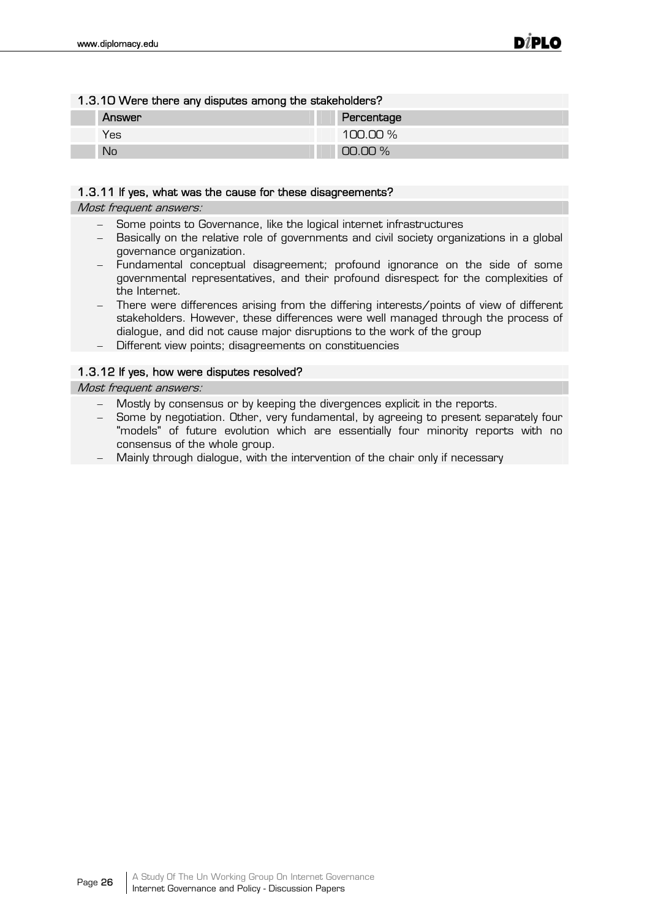### 1.3.10 Were there any disputes among the stakeholders?

| Answer | Percentage |
|---|---|
| Yes | 100.00 % |
| No | 00.00 % |

### 1.3.11 If yes, what was the cause for these disagreements?

*Most frequent answers:*

- Some points to Governance, like the logical internet infrastructures
- Basically on the relative role of governments and civil society organizations in a global governance organization.
- Fundamental conceptual disagreement; profound ignorance on the side of some governmental representatives, and their profound disrespect for the complexities of the Internet.
- There were differences arising from the differing interests/points of view of different stakeholders. However, these differences were well managed through the process of dialogue, and did not cause major disruptions to the work of the group
- Different view points; disagreements on constituencies

### 1.3.12 If yes, how were disputes resolved?

*Most frequent answers:*

- Mostly by consensus or by keeping the divergences explicit in the reports.
- Some by negotiation. Other, very fundamental, by agreeing to present separately four "models" of future evolution which are essentially four minority reports with no consensus of the whole group.
- Mainly through dialogue, with the intervention of the chair only if necessary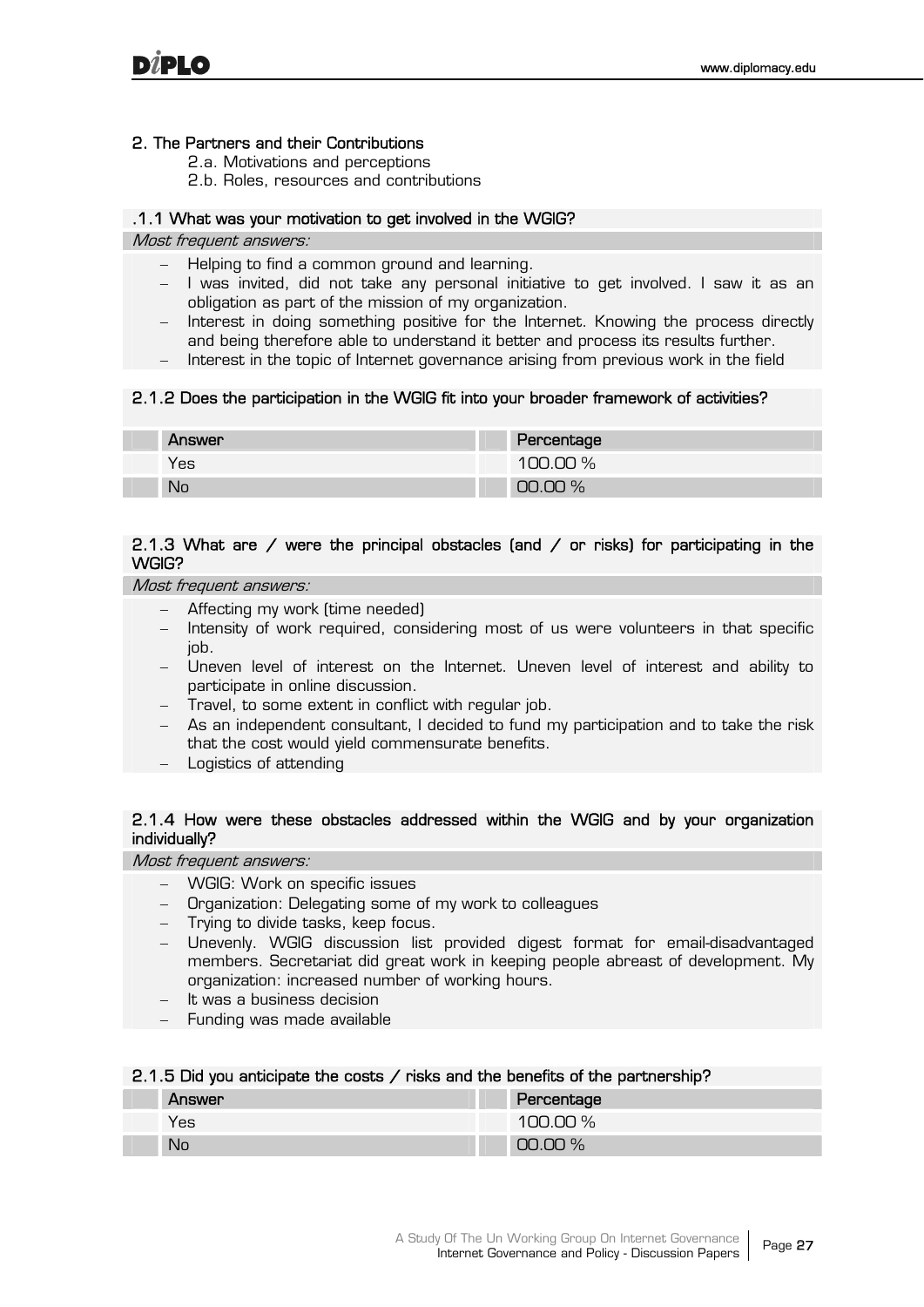## 2. The Partners and their Contributions

2.a. Motivations and perceptions

2.b. Roles, resources and contributions

### .1.1 What was your motivation to get involved in the WGIG?

*Most frequent answers:*

- Helping to find a common ground and learning.
- I was invited, did not take any personal initiative to get involved. I saw it as an obligation as part of the mission of my organization.
- Interest in doing something positive for the Internet. Knowing the process directly and being therefore able to understand it better and process its results further.
- Interest in the topic of Internet governance arising from previous work in the field

### 2.1.2 Does the participation in the WGIG fit into your broader framework of activities?

| Answer | Percentage |
|---|---|
| Yes | 100.00 % |
| No | 00.00 % |

### 2.1.3 What are / were the principal obstacles (and / or risks) for participating in the WGIG?

*Most frequent answers:*

- Affecting my work (time needed)
- Intensity of work required, considering most of us were volunteers in that specific job.
- Uneven level of interest on the Internet. Uneven level of interest and ability to participate in online discussion.
- Travel, to some extent in conflict with regular job.
- As an independent consultant, I decided to fund my participation and to take the risk that the cost would yield commensurate benefits.
- Logistics of attending

### 2.1.4 How were these obstacles addressed within the WGIG and by your organization individually?

*Most frequent answers:*

- WGIG: Work on specific issues
- Organization: Delegating some of my work to colleagues
- Trying to divide tasks, keep focus.
- Unevenly. WGIG discussion list provided digest format for email-disadvantaged members. Secretariat did great work in keeping people abreast of development. My organization: increased number of working hours.
- It was a business decision
- Funding was made available

### 2.1.5 Did you anticipate the costs / risks and the benefits of the partnership?

| Answer | Percentage |
|---|---|
| Yes | 100.00 % |
| No | 00.00 % |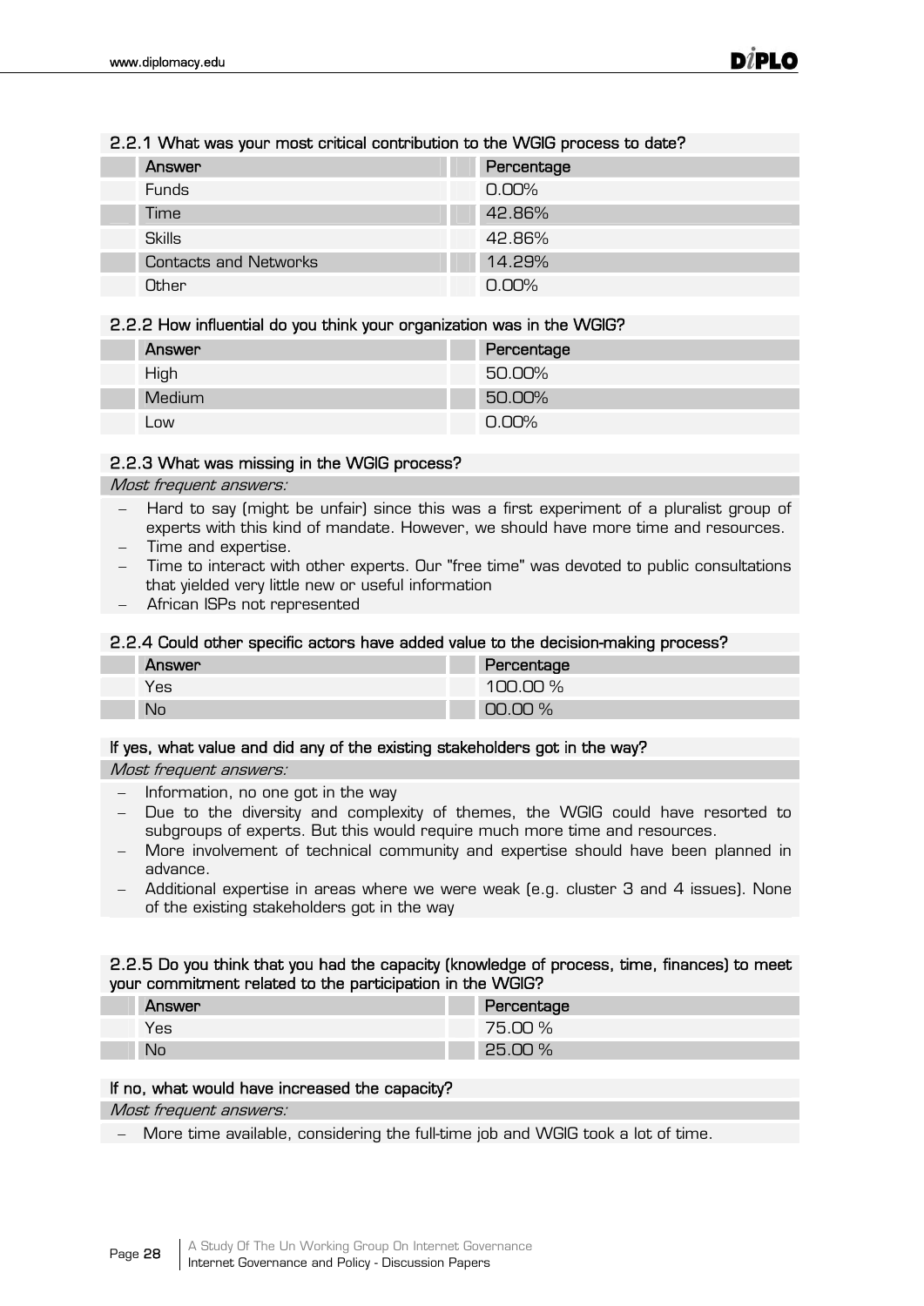### 2.2.1 What was your most critical contribution to the WGIG process to date?

| Answer | Percentage |
|---|---|
| Funds | 0.00% |
| Time | 42.86% |
| Skills | 42.86% |
| Contacts and Networks | 14.29% |
| Other | 0.00% |

### 2.2.2 How influential do you think your organization was in the WGIG?

| Answer | Percentage |
|---|---|
| High | 50.00% |
| Medium | 50.00% |
| Low | 0.00% |

### 2.2.3 What was missing in the WGIG process?

*Most frequent answers:*

- Hard to say (might be unfair) since this was a first experiment of a pluralist group of experts with this kind of mandate. However, we should have more time and resources.
- Time and expertise.
- Time to interact with other experts. Our "free time" was devoted to public consultations that yielded very little new or useful information
- African ISPs not represented

### 2.2.4 Could other specific actors have added value to the decision-making process?

| Answer | Percentage |
|---|---|
| Yes | 100.00 % |
| No | 00.00 % |

**If yes, what value and did any of the existing stakeholders got in the way?**

*Most frequent answers:*

- Information, no one got in the way
- Due to the diversity and complexity of themes, the WGIG could have resorted to subgroups of experts. But this would require much more time and resources.
- More involvement of technical community and expertise should have been planned in advance.
- Additional expertise in areas where we were weak (e.g. cluster 3 and 4 issues). None of the existing stakeholders got in the way

### 2.2.5 Do you think that you had the capacity (knowledge of process, time, finances) to meet your commitment related to the participation in the WGIG?

| Answer | Percentage |
|---|---|
| Yes | 75.00 % |
| No | 25.00 % |

**If no, what would have increased the capacity?**

*Most frequent answers:*

- More time available, considering the full-time job and WGIG took a lot of time.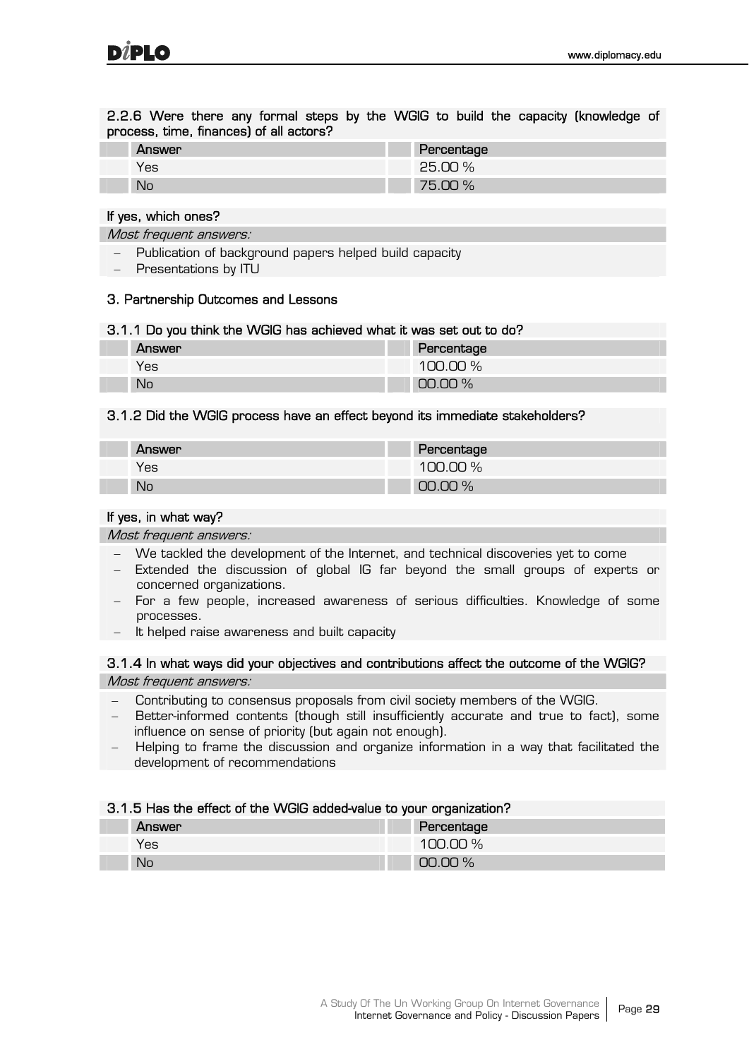### 2.2.6 Were there any formal steps by the WGIG to build the capacity (knowledge of process, time, finances) of all actors?

| Answer | Percentage |
|---|---|
| Yes | 25.00 % |
| No | 75.00 % |

**If yes, which ones?**

*Most frequent answers:*

- Publication of background papers helped build capacity
- Presentations by ITU

## 3. Partnership Outcomes and Lessons

### 3.1.1 Do you think the WGIG has achieved what it was set out to do?

| Answer | Percentage |
|---|---|
| Yes | 100.00 % |
| No | 00.00 % |

### 3.1.2 Did the WGIG process have an effect beyond its immediate stakeholders?

| Answer | Percentage |
|---|---|
| Yes | 100.00 % |
| No | 00.00 % |

**If yes, in what way?**

*Most frequent answers:*

- We tackled the development of the Internet, and technical discoveries yet to come
- Extended the discussion of global IG far beyond the small groups of experts or concerned organizations.
- For a few people, increased awareness of serious difficulties. Knowledge of some processes.
- It helped raise awareness and built capacity

### 3.1.4 In what ways did your objectives and contributions affect the outcome of the WGIG?

*Most frequent answers:*

- Contributing to consensus proposals from civil society members of the WGIG.
- Better-informed contents (though still insufficiently accurate and true to fact), some influence on sense of priority (but again not enough).
- Helping to frame the discussion and organize information in a way that facilitated the development of recommendations

### 3.1.5 Has the effect of the WGIG added-value to your organization?

| Answer | Percentage |
|---|---|
| Yes | 100.00 % |
| No | 00.00 % |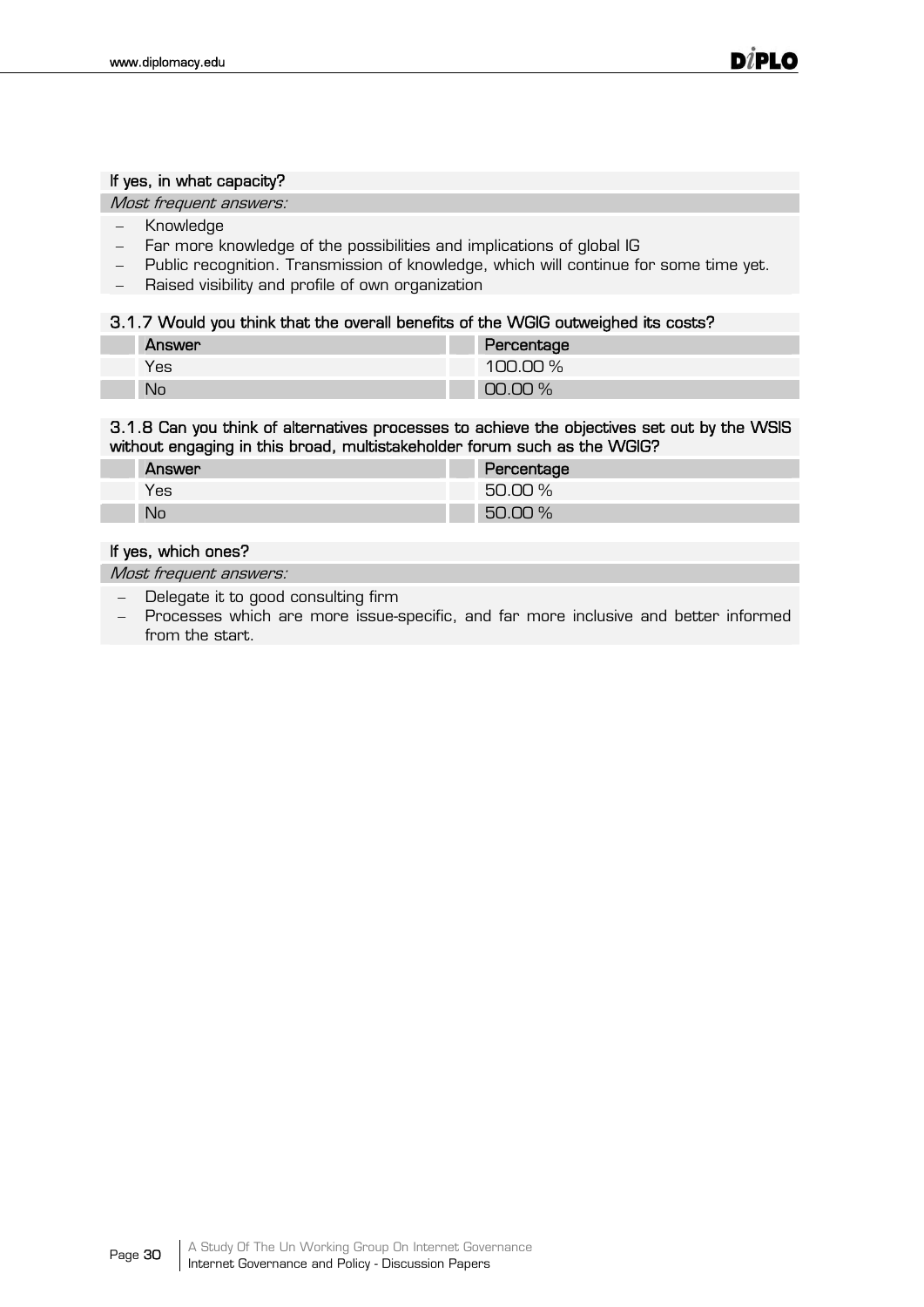**If yes, in what capacity?**

*Most frequent answers:*

- Knowledge
- Far more knowledge of the possibilities and implications of global IG
- Public recognition. Transmission of knowledge, which will continue for some time yet.
- Raised visibility and profile of own organization

**3.1.7 Would you think that the overall benefits of the WGIG outweighed its costs?**

| Answer | Percentage |
| --- | --- |
| Yes | 100.00 % |
| No | 00.00 % |

**3.1.8 Can you think of alternatives processes to achieve the objectives set out by the WSIS without engaging in this broad, multistakeholder forum such as the WGIG?**

| Answer | Percentage |
| --- | --- |
| Yes | 50.00 % |
| No | 50.00 % |

**If yes, which ones?**

*Most frequent answers:*

- Delegate it to good consulting firm
- Processes which are more issue-specific, and far more inclusive and better informed from the start.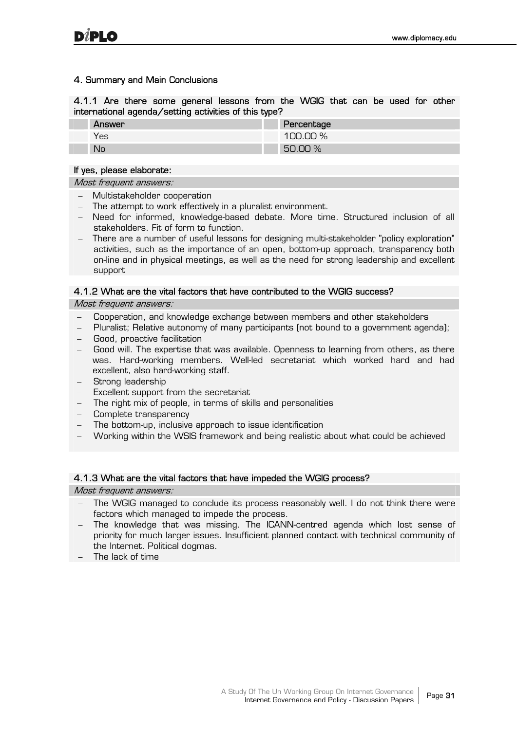## 4. Summary and Main Conclusions

### 4.1.1 Are there some general lessons from the WGIG that can be used for other international agenda/setting activities of this type?

| Answer | Percentage |
|---|---|
| Yes | 100.00 % |
| No | 50.00 % |

**If yes, please elaborate:**

*Most frequent answers:*

- Multistakeholder cooperation
- The attempt to work effectively in a pluralist environment.
- Need for informed, knowledge-based debate. More time. Structured inclusion of all stakeholders. Fit of form to function.
- There are a number of useful lessons for designing multi-stakeholder "policy exploration" activities, such as the importance of an open, bottom-up approach, transparency both on-line and in physical meetings, as well as the need for strong leadership and excellent support

### 4.1.2 What are the vital factors that have contributed to the WGIG success?

*Most frequent answers:*

- Cooperation, and knowledge exchange between members and other stakeholders
- Pluralist; Relative autonomy of many participants (not bound to a government agenda);
- Good, proactive facilitation
- Good will. The expertise that was available. Openness to learning from others, as there was. Hard-working members. Well-led secretariat which worked hard and had excellent, also hard-working staff.
- Strong leadership
- Excellent support from the secretariat
- The right mix of people, in terms of skills and personalities
- Complete transparency
- The bottom-up, inclusive approach to issue identification
- Working within the WSIS framework and being realistic about what could be achieved

### 4.1.3 What are the vital factors that have impeded the WGIG process?

*Most frequent answers:*

- The WGIG managed to conclude its process reasonably well. I do not think there were factors which managed to impede the process.
- The knowledge that was missing. The ICANN-centred agenda which lost sense of priority for much larger issues. Insufficient planned contact with technical community of the Internet. Political dogmas.
- The lack of time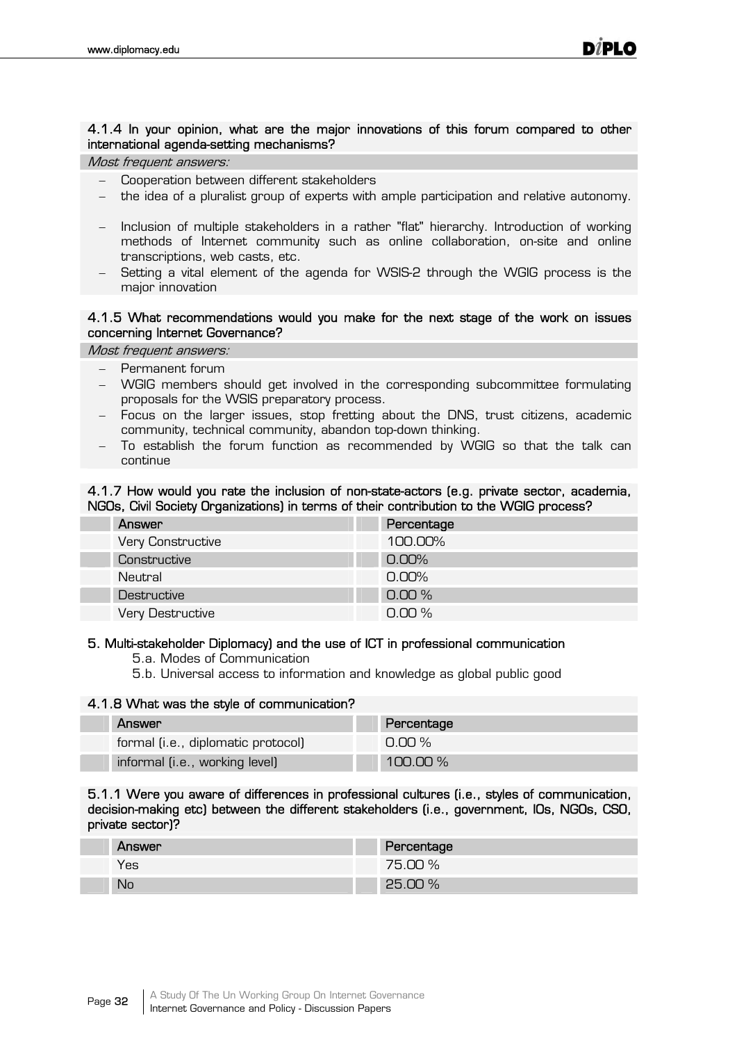#### 4.1.4 In your opinion, what are the major innovations of this forum compared to other international agenda-setting mechanisms?

*Most frequent answers:*

- Cooperation between different stakeholders
- the idea of a pluralist group of experts with ample participation and relative autonomy.
- Inclusion of multiple stakeholders in a rather "flat" hierarchy. Introduction of working methods of Internet community such as online collaboration, on-site and online transcriptions, web casts, etc.
- Setting a vital element of the agenda for WSIS-2 through the WGIG process is the major innovation

#### 4.1.5 What recommendations would you make for the next stage of the work on issues concerning Internet Governance?

*Most frequent answers:*

- Permanent forum
- WGIG members should get involved in the corresponding subcommittee formulating proposals for the WSIS preparatory process.
- Focus on the larger issues, stop fretting about the DNS, trust citizens, academic community, technical community, abandon top-down thinking.
- To establish the forum function as recommended by WGIG so that the talk can continue

#### 4.1.7 How would you rate the inclusion of non-state-actors (e.g. private sector, academia, NGOs, Civil Society Organizations) in terms of their contribution to the WGIG process?

| Answer | Percentage |
|---|---|
| Very Constructive | 100.00% |
| Constructive | 0.00% |
| Neutral | 0.00% |
| Destructive | 0.00 % |
| Very Destructive | 0.00 % |

### 5. Multi-stakeholder Diplomacy) and the use of ICT in professional communication

5.a. Modes of Communication

5.b. Universal access to information and knowledge as global public good

#### 4.1.8 What was the style of communication?

| Answer | Percentage |
|---|---|
| formal (i.e., diplomatic protocol) | 0.00 % |
| informal (i.e., working level) | 100.00 % |

#### 5.1.1 Were you aware of differences in professional cultures (i.e., styles of communication, decision-making etc) between the different stakeholders (i.e., government, IOs, NGOs, CSO, private sector)?

| Answer | Percentage |
|---|---|
| Yes | 75.00 % |
| No | 25.00 % |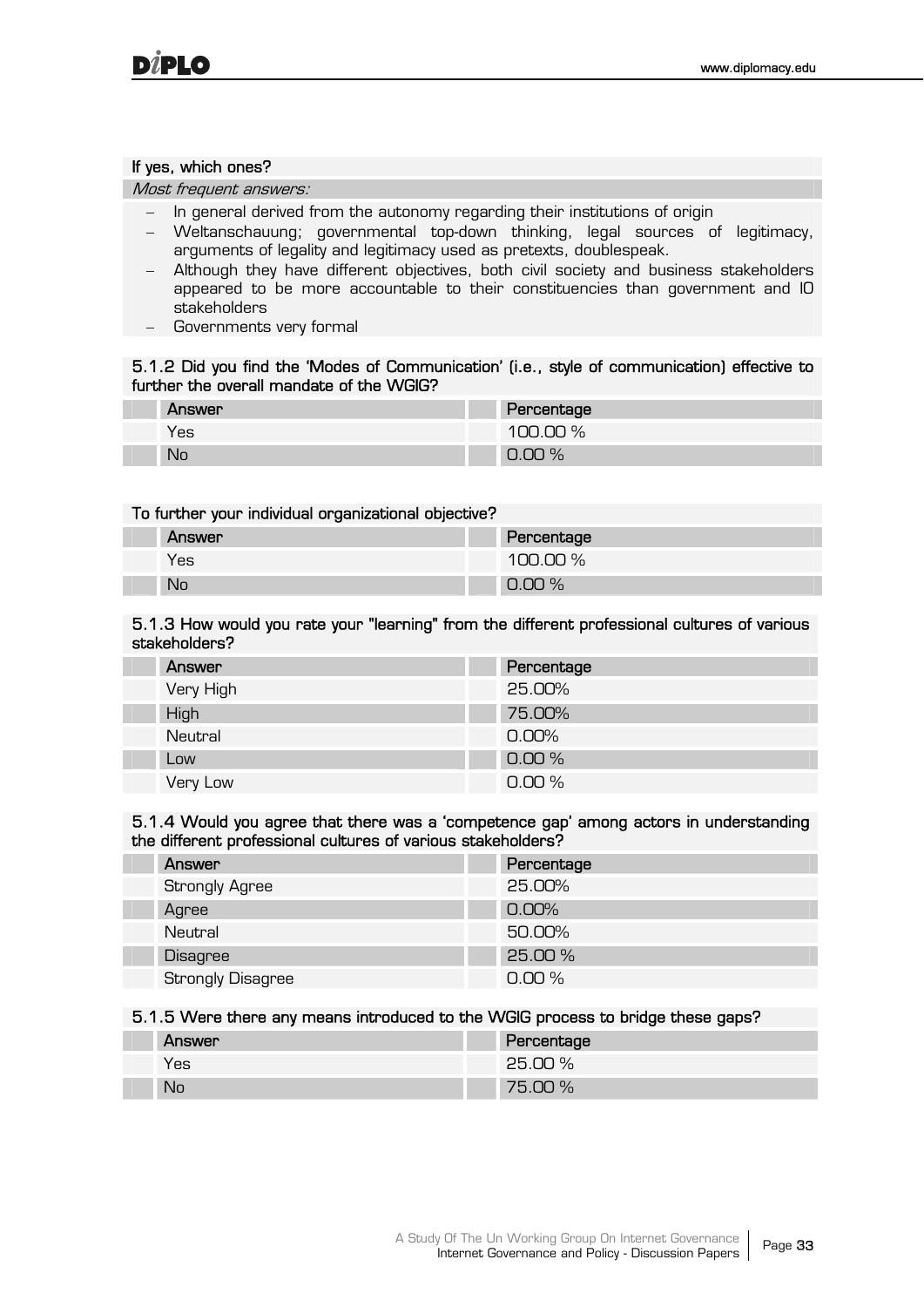**If yes, which ones?**

*Most frequent answers:*

- In general derived from the autonomy regarding their institutions of origin
- Weltanschauung; governmental top-down thinking, legal sources of legitimacy, arguments of legality and legitimacy used as pretexts, doublespeak.
- Although they have different objectives, both civil society and business stakeholders appeared to be more accountable to their constituencies than government and IO stakeholders
- Governments very formal

**5.1.2 Did you find the 'Modes of Communication' (i.e., style of communication) effective to further the overall mandate of the WGIG?**

| Answer | Percentage |
|---|---|
| Yes | 100.00 % |
| No | 0.00 % |

**To further your individual organizational objective?**

| Answer | Percentage |
|---|---|
| Yes | 100.00 % |
| No | 0.00 % |

**5.1.3 How would you rate your "learning" from the different professional cultures of various stakeholders?**

| Answer | Percentage |
|---|---|
| Very High | 25.00% |
| High | 75.00% |
| Neutral | 0.00% |
| Low | 0.00 % |
| Very Low | 0.00 % |

**5.1.4 Would you agree that there was a 'competence gap' among actors in understanding the different professional cultures of various stakeholders?**

| Answer | Percentage |
|---|---|
| Strongly Agree | 25.00% |
| Agree | 0.00% |
| Neutral | 50.00% |
| Disagree | 25.00 % |
| Strongly Disagree | 0.00 % |

**5.1.5 Were there any means introduced to the WGIG process to bridge these gaps?**

| Answer | Percentage |
|---|---|
| Yes | 25.00 % |
| No | 75.00 % |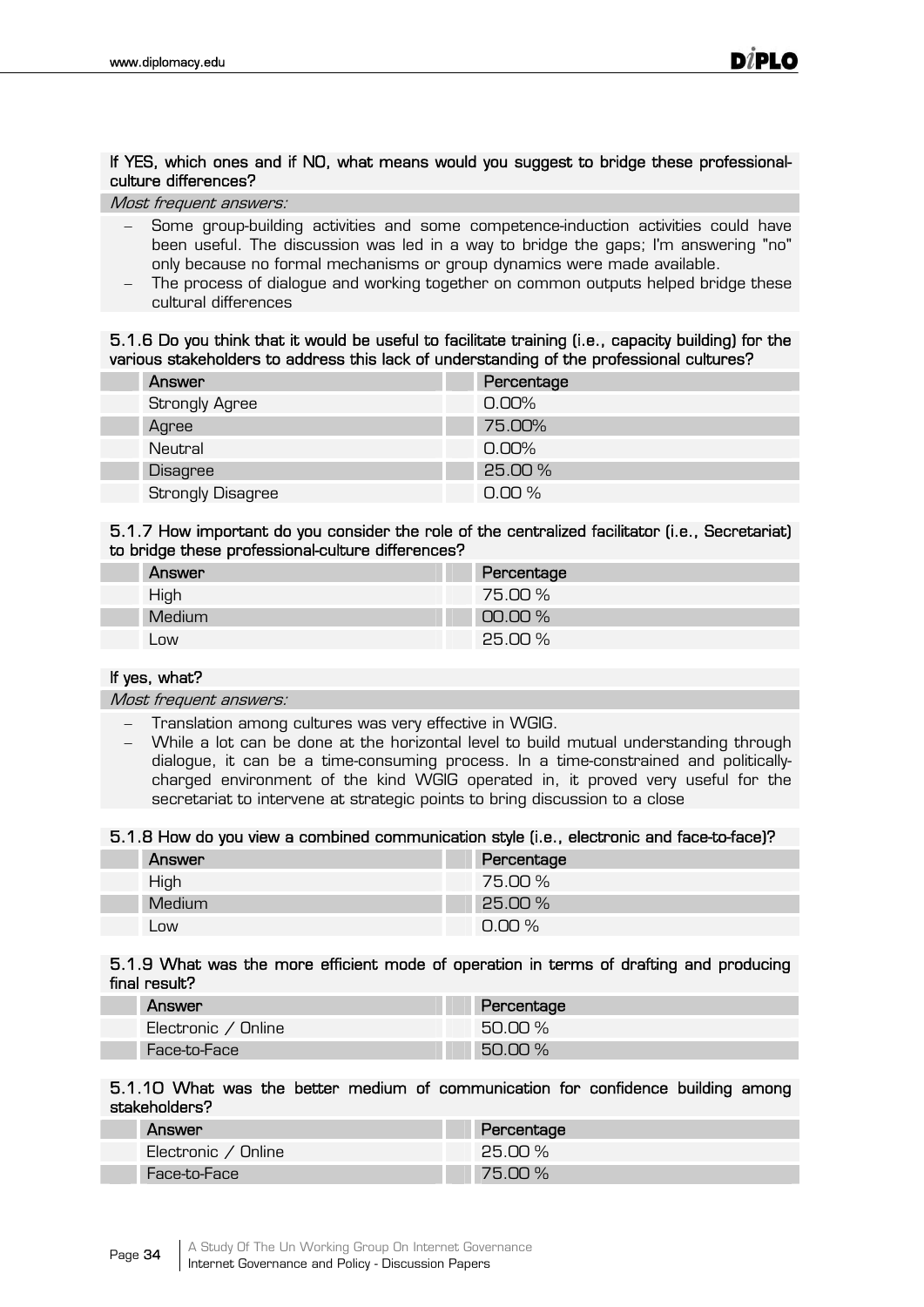**If YES, which ones and if NO, what means would you suggest to bridge these professional-culture differences?**

*Most frequent answers:*

- Some group-building activities and some competence-induction activities could have been useful. The discussion was led in a way to bridge the gaps; I'm answering "no" only because no formal mechanisms or group dynamics were made available.
- The process of dialogue and working together on common outputs helped bridge these cultural differences

**5.1.6 Do you think that it would be useful to facilitate training (i.e., capacity building) for the various stakeholders to address this lack of understanding of the professional cultures?**

| Answer | Percentage |
|---|---|
| Strongly Agree | 0.00% |
| Agree | 75.00% |
| Neutral | 0.00% |
| Disagree | 25.00 % |
| Strongly Disagree | 0.00 % |

**5.1.7 How important do you consider the role of the centralized facilitator (i.e., Secretariat) to bridge these professional-culture differences?**

| Answer | Percentage |
|---|---|
| High | 75.00 % |
| Medium | 00.00 % |
| Low | 25.00 % |

**If yes, what?**

*Most frequent answers:*

- Translation among cultures was very effective in WGIG.
- While a lot can be done at the horizontal level to build mutual understanding through dialogue, it can be a time-consuming process. In a time-constrained and politically-charged environment of the kind WGIG operated in, it proved very useful for the secretariat to intervene at strategic points to bring discussion to a close

**5.1.8 How do you view a combined communication style (i.e., electronic and face-to-face)?**

| Answer | Percentage |
|---|---|
| High | 75.00 % |
| Medium | 25.00 % |
| Low | 0.00 % |

**5.1.9 What was the more efficient mode of operation in terms of drafting and producing final result?**

| Answer | Percentage |
|---|---|
| Electronic / Online | 50.00 % |
| Face-to-Face | 50.00 % |

**5.1.10 What was the better medium of communication for confidence building among stakeholders?**

| Answer | Percentage |
|---|---|
| Electronic / Online | 25.00 % |
| Face-to-Face | 75.00 % |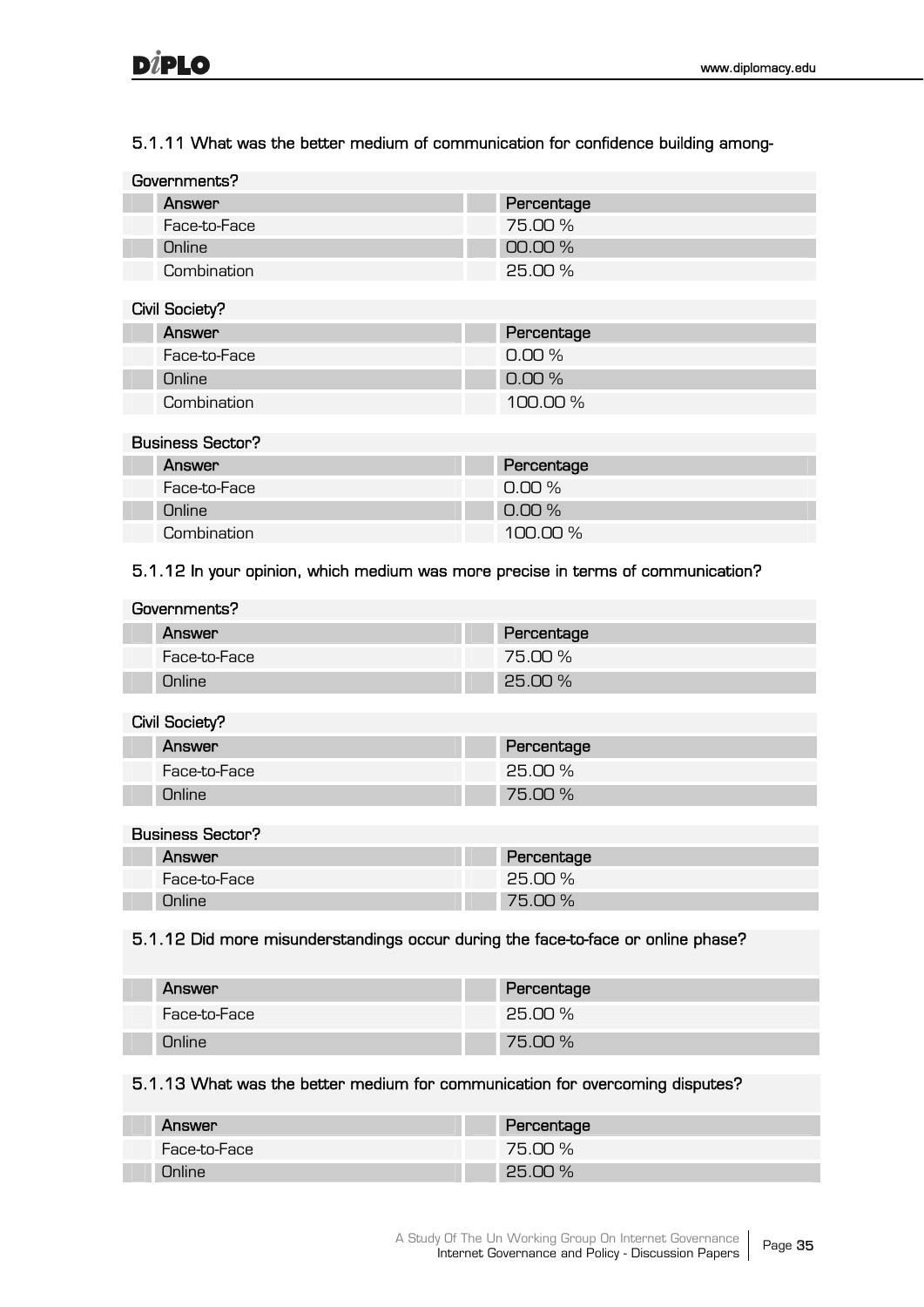#### 5.1.11 What was the better medium of communication for confidence building among-

Governments?

| Answer | Percentage |
|---|---|
| Face-to-Face | 75.00 % |
| Online | 00.00 % |
| Combination | 25.00 % |

Civil Society?

| Answer | Percentage |
|---|---|
| Face-to-Face | 0.00 % |
| Online | 0.00 % |
| Combination | 100.00 % |

Business Sector?

| Answer | Percentage |
|---|---|
| Face-to-Face | 0.00 % |
| Online | 0.00 % |
| Combination | 100.00 % |

#### 5.1.12 In your opinion, which medium was more precise in terms of communication?

Governments?

| Answer | Percentage |
|---|---|
| Face-to-Face | 75.00 % |
| Online | 25.00 % |

Civil Society?

| Answer | Percentage |
|---|---|
| Face-to-Face | 25.00 % |
| Online | 75.00 % |

Business Sector?

| Answer | Percentage |
|---|---|
| Face-to-Face | 25.00 % |
| Online | 75.00 % |

#### 5.1.12 Did more misunderstandings occur during the face-to-face or online phase?

| Answer | Percentage |
|---|---|
| Face-to-Face | 25.00 % |
| Online | 75.00 % |

#### 5.1.13 What was the better medium for communication for overcoming disputes?

| Answer | Percentage |
|---|---|
| Face-to-Face | 75.00 % |
| Online | 25.00 % |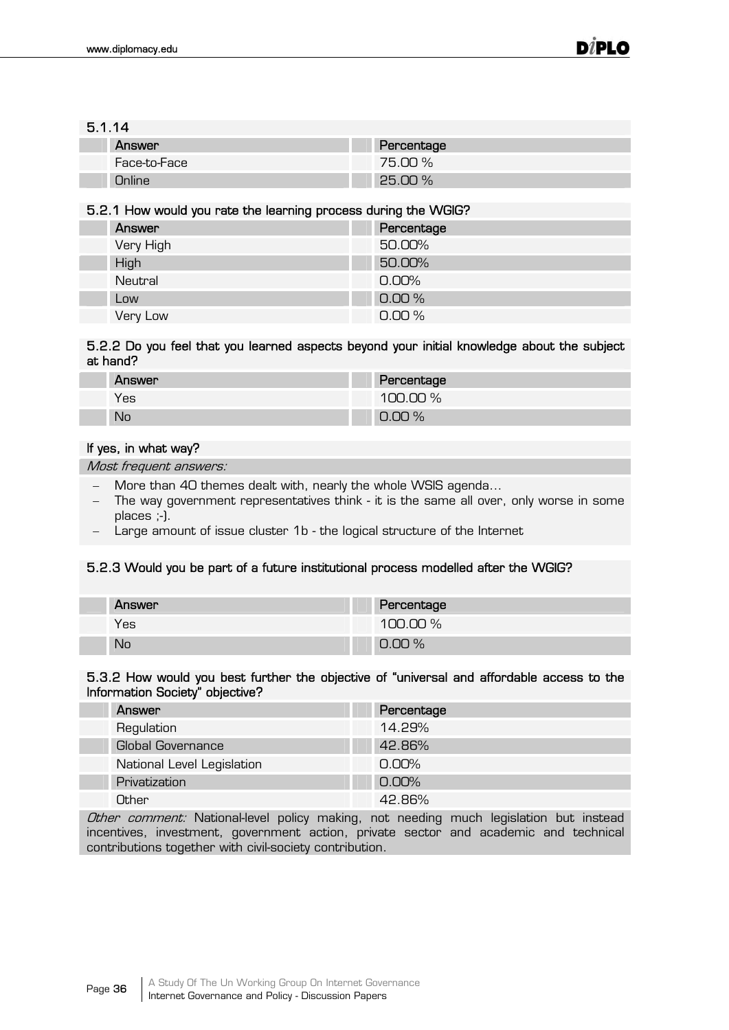#### 5.1.14

| Answer | Percentage |
|---|---|
| Face-to-Face | 75.00 % |
| Online | 25.00 % |

#### 5.2.1 How would you rate the learning process during the WGIG?

| Answer | Percentage |
|---|---|
| Very High | 50.00% |
| High | 50.00% |
| Neutral | 0.00% |
| Low | 0.00 % |
| Very Low | 0.00 % |

#### 5.2.2 Do you feel that you learned aspects beyond your initial knowledge about the subject at hand?

| Answer | Percentage |
|---|---|
| Yes | 100.00 % |
| No | 0.00 % |

**If yes, in what way?**

*Most frequent answers:*

- More than 40 themes dealt with, nearly the whole WSIS agenda...
- The way government representatives think - it is the same all over, only worse in some places ;-).
- Large amount of issue cluster 1b - the logical structure of the Internet

#### 5.2.3 Would you be part of a future institutional process modelled after the WGIG?

| Answer | Percentage |
|---|---|
| Yes | 100.00 % |
| No | 0.00 % |

#### 5.3.2 How would you best further the objective of "universal and affordable access to the Information Society" objective?

| Answer | Percentage |
|---|---|
| Regulation | 14.29% |
| Global Governance | 42.86% |
| National Level Legislation | 0.00% |
| Privatization | 0.00% |
| Other | 42.86% |

*Other comment:* National-level policy making, not needing much legislation but instead incentives, investment, government action, private sector and academic and technical contributions together with civil-society contribution.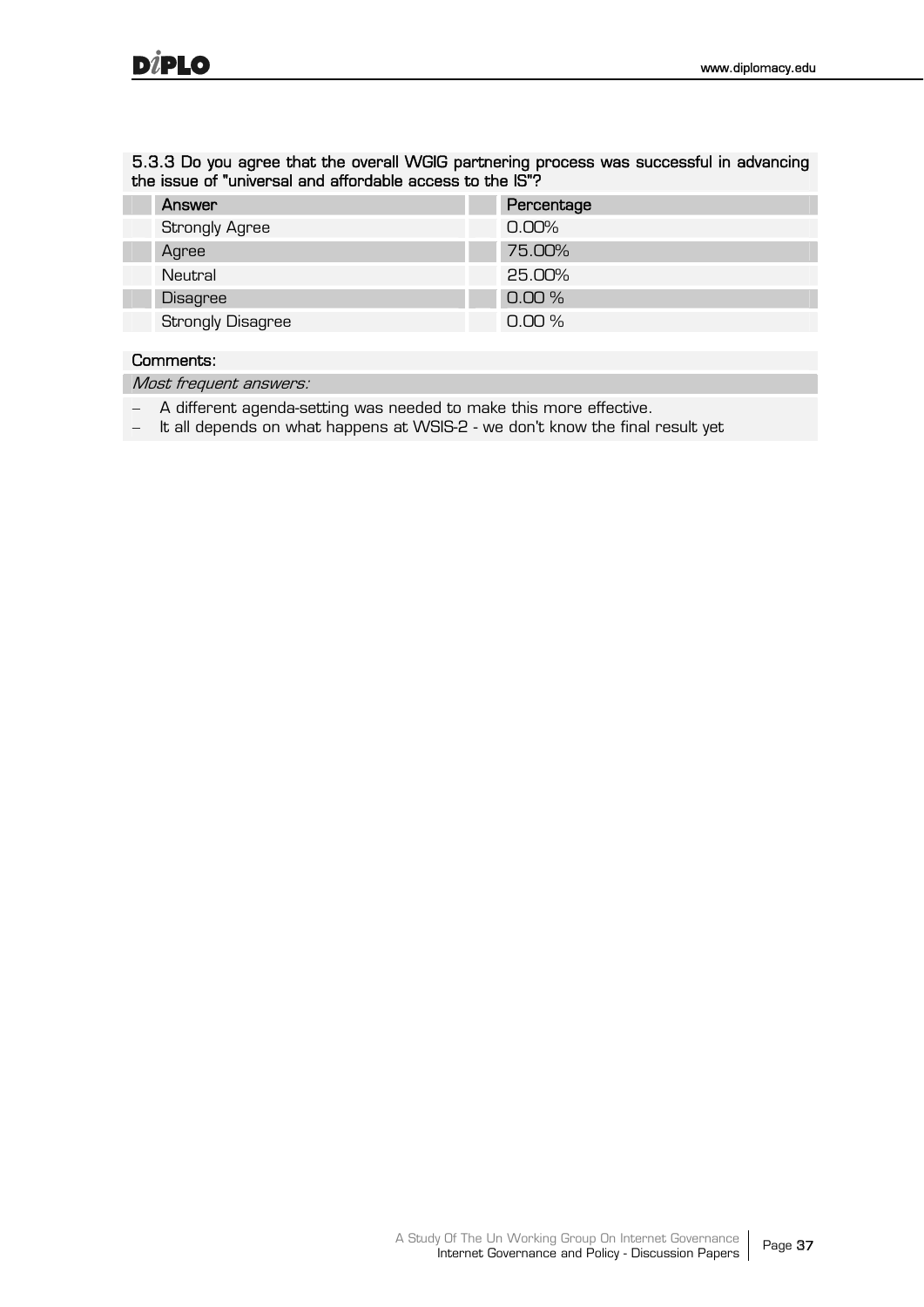**5.3.3 Do you agree that the overall WGIG partnering process was successful in advancing the issue of "universal and affordable access to the IS"?**

| Answer | Percentage |
|---|---|
| Strongly Agree | 0.00% |
| Agree | 75.00% |
| Neutral | 25.00% |
| Disagree | 0.00 % |
| Strongly Disagree | 0.00 % |

**Comments:**

*Most frequent answers:*

- A different agenda-setting was needed to make this more effective.
- It all depends on what happens at WSIS-2 - we don't know the final result yet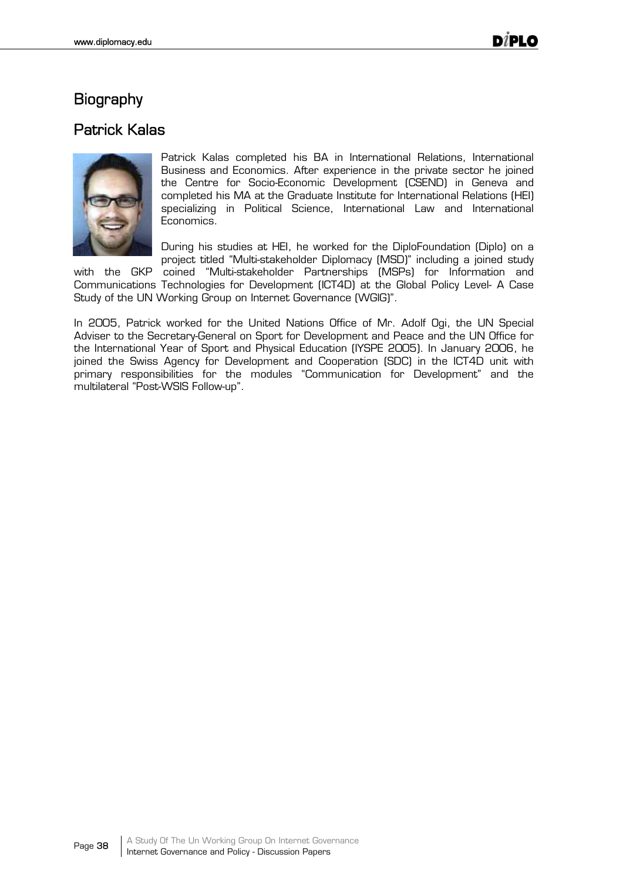# Biography

## Patrick Kalas

Patrick Kalas completed his BA in International Relations, International Business and Economics. After experience in the private sector he joined the Centre for Socio-Economic Development (CSEND) in Geneva and completed his MA at the Graduate Institute for International Relations (HEI) specializing in Political Science, International Law and International Economics.

During his studies at HEI, he worked for the DiploFoundation (Diplo) on a project titled "Multi-stakeholder Diplomacy (MSD)" including a joined study with the GKP coined "Multi-stakeholder Partnerships (MSPs) for Information and Communications Technologies for Development (ICT4D) at the Global Policy Level- A Case Study of the UN Working Group on Internet Governance (WGIG)".

In 2005, Patrick worked for the United Nations Office of Mr. Adolf Ogi, the UN Special Adviser to the Secretary-General on Sport for Development and Peace and the UN Office for the International Year of Sport and Physical Education (IYSPE 2005). In January 2006, he joined the Swiss Agency for Development and Cooperation (SDC) in the ICT4D unit with primary responsibilities for the modules "Communication for Development" and the multilateral "Post-WSIS Follow-up".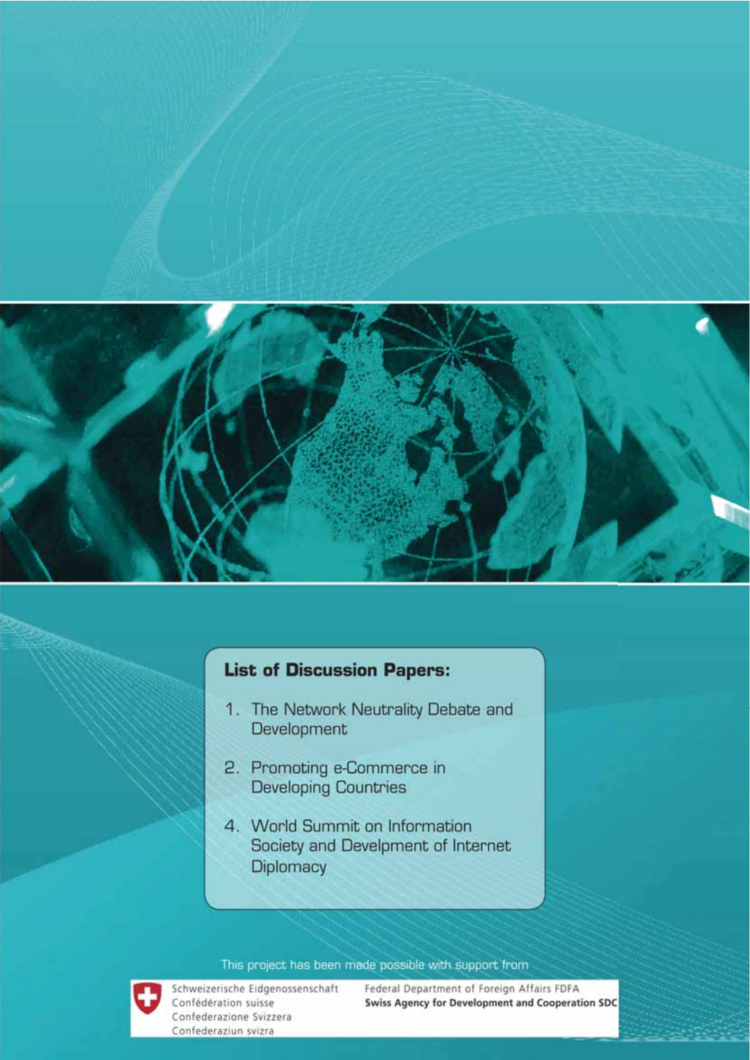**List of Discussion Papers:**

1. The Network Neutrality Debate and Development
2. Promoting e-Commerce in Developing Countries
4. World Summit on Information Society and Develpment of Internet Diplomacy

This project has been made possible with support from

Schweizerische Eidgenossenschaft
Confédération suisse
Confederazione Svizzera
Confederaziun svizra

Federal Department of Foreign Affairs FDFA
**Swiss Agency for Development and Cooperation SDC**